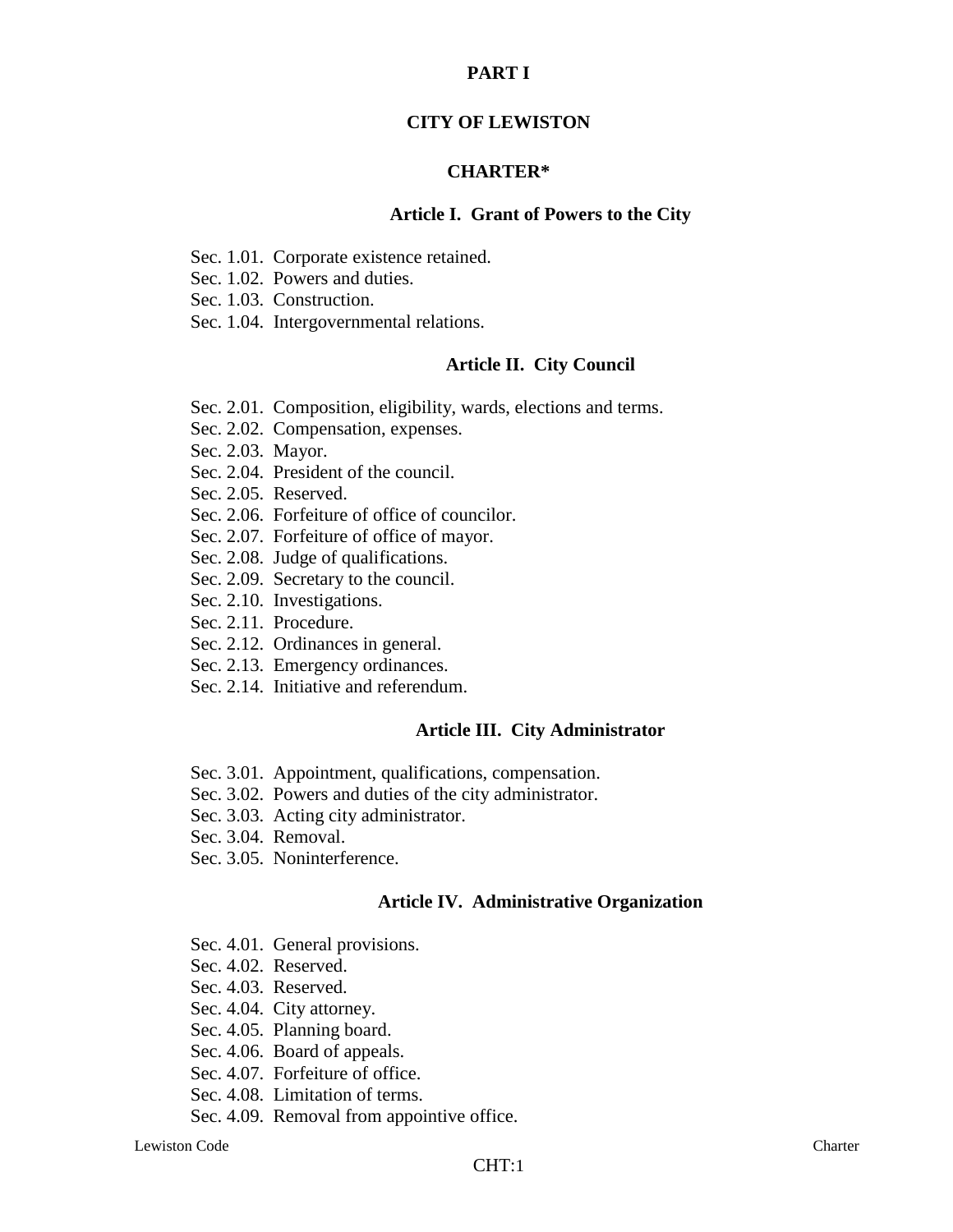# PART I

# CITY OF LEWISTON

## CHARTER*

### Article I. Grant of Powers to the City

Sec. 1.01. Corporate existence retained.
Sec. 1.02. Powers and duties.
Sec. 1.03. Construction.
Sec. 1.04. Intergovernmental relations.

### Article II. City Council

Sec. 2.01. Composition, eligibility, wards, elections and terms.
Sec. 2.02. Compensation, expenses.
Sec. 2.03. Mayor.
Sec. 2.04. President of the council.
Sec. 2.05. Reserved.
Sec. 2.06. Forfeiture of office of councilor.
Sec. 2.07. Forfeiture of office of mayor.
Sec. 2.08. Judge of qualifications.
Sec. 2.09. Secretary to the council.
Sec. 2.10. Investigations.
Sec. 2.11. Procedure.
Sec. 2.12. Ordinances in general.
Sec. 2.13. Emergency ordinances.
Sec. 2.14. Initiative and referendum.

### Article III. City Administrator

Sec. 3.01. Appointment, qualifications, compensation.
Sec. 3.02. Powers and duties of the city administrator.
Sec. 3.03. Acting city administrator.
Sec. 3.04. Removal.
Sec. 3.05. Noninterference.

### Article IV. Administrative Organization

Sec. 4.01. General provisions.
Sec. 4.02. Reserved.
Sec. 4.03. Reserved.
Sec. 4.04. City attorney.
Sec. 4.05. Planning board.
Sec. 4.06. Board of appeals.
Sec. 4.07. Forfeiture of office.
Sec. 4.08. Limitation of terms.
Sec. 4.09. Removal from appointive office.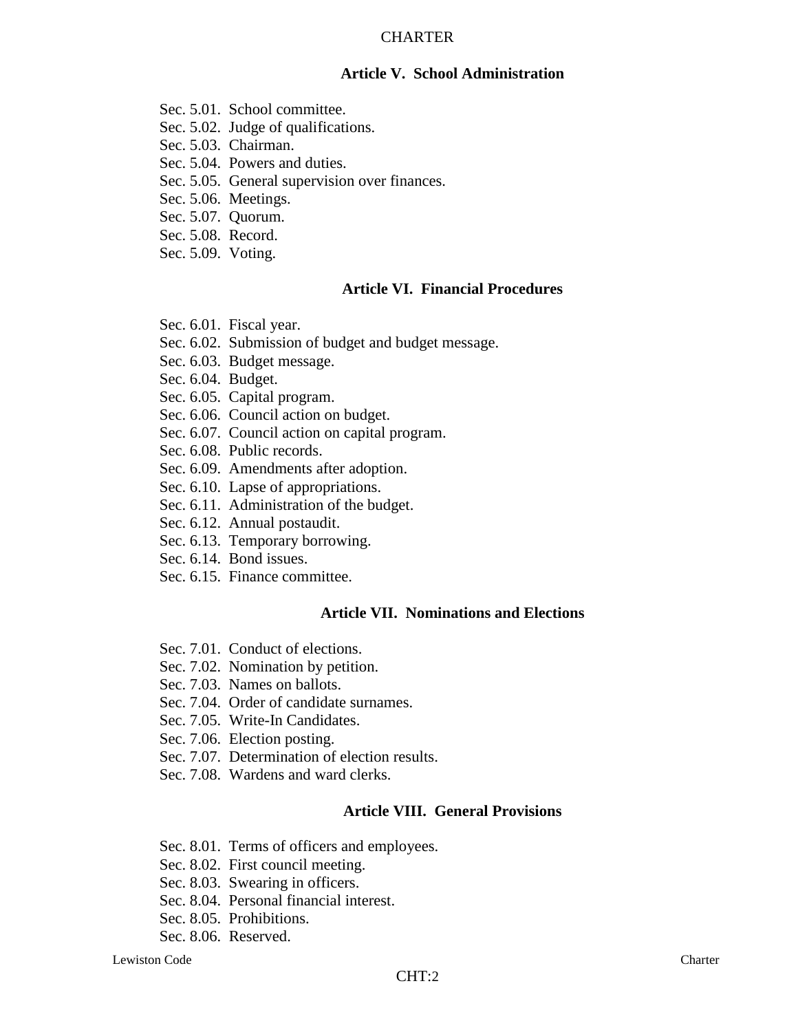## Article V. School Administration

Sec. 5.01. School committee.
Sec. 5.02. Judge of qualifications.
Sec. 5.03. Chairman.
Sec. 5.04. Powers and duties.
Sec. 5.05. General supervision over finances.
Sec. 5.06. Meetings.
Sec. 5.07. Quorum.
Sec. 5.08. Record.
Sec. 5.09. Voting.

## Article VI. Financial Procedures

Sec. 6.01. Fiscal year.
Sec. 6.02. Submission of budget and budget message.
Sec. 6.03. Budget message.
Sec. 6.04. Budget.
Sec. 6.05. Capital program.
Sec. 6.06. Council action on budget.
Sec. 6.07. Council action on capital program.
Sec. 6.08. Public records.
Sec. 6.09. Amendments after adoption.
Sec. 6.10. Lapse of appropriations.
Sec. 6.11. Administration of the budget.
Sec. 6.12. Annual postaudit.
Sec. 6.13. Temporary borrowing.
Sec. 6.14. Bond issues.
Sec. 6.15. Finance committee.

## Article VII. Nominations and Elections

Sec. 7.01. Conduct of elections.
Sec. 7.02. Nomination by petition.
Sec. 7.03. Names on ballots.
Sec. 7.04. Order of candidate surnames.
Sec. 7.05. Write-In Candidates.
Sec. 7.06. Election posting.
Sec. 7.07. Determination of election results.
Sec. 7.08. Wardens and ward clerks.

## Article VIII. General Provisions

Sec. 8.01. Terms of officers and employees.
Sec. 8.02. First council meeting.
Sec. 8.03. Swearing in officers.
Sec. 8.04. Personal financial interest.
Sec. 8.05. Prohibitions.
Sec. 8.06. Reserved.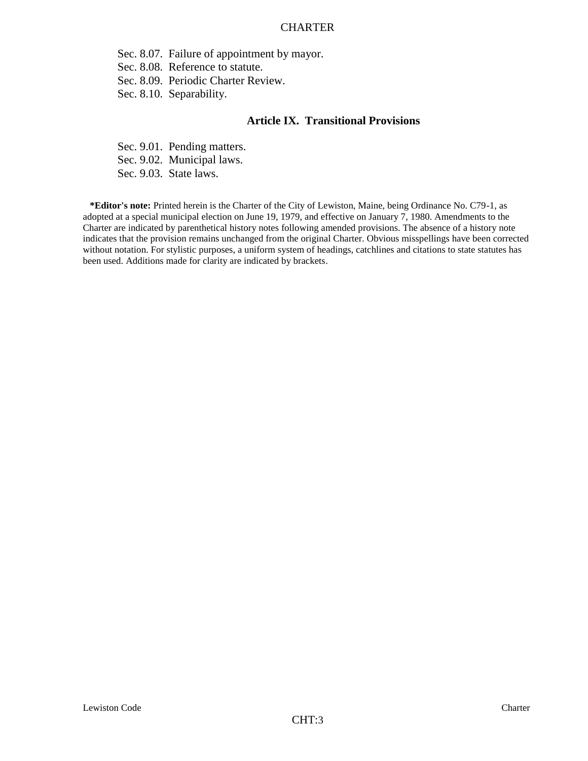Sec. 8.07. Failure of appointment by mayor.
Sec. 8.08. Reference to statute.
Sec. 8.09. Periodic Charter Review.
Sec. 8.10. Separability.

### Article IX. Transitional Provisions

Sec. 9.01. Pending matters.
Sec. 9.02. Municipal laws.
Sec. 9.03. State laws.

**\*Editor's note:** Printed herein is the Charter of the City of Lewiston, Maine, being Ordinance No. C79-1, as adopted at a special municipal election on June 19, 1979, and effective on January 7, 1980. Amendments to the Charter are indicated by parenthetical history notes following amended provisions. The absence of a history note indicates that the provision remains unchanged from the original Charter. Obvious misspellings have been corrected without notation. For stylistic purposes, a uniform system of headings, catchlines and citations to state statutes has been used. Additions made for clarity are indicated by brackets.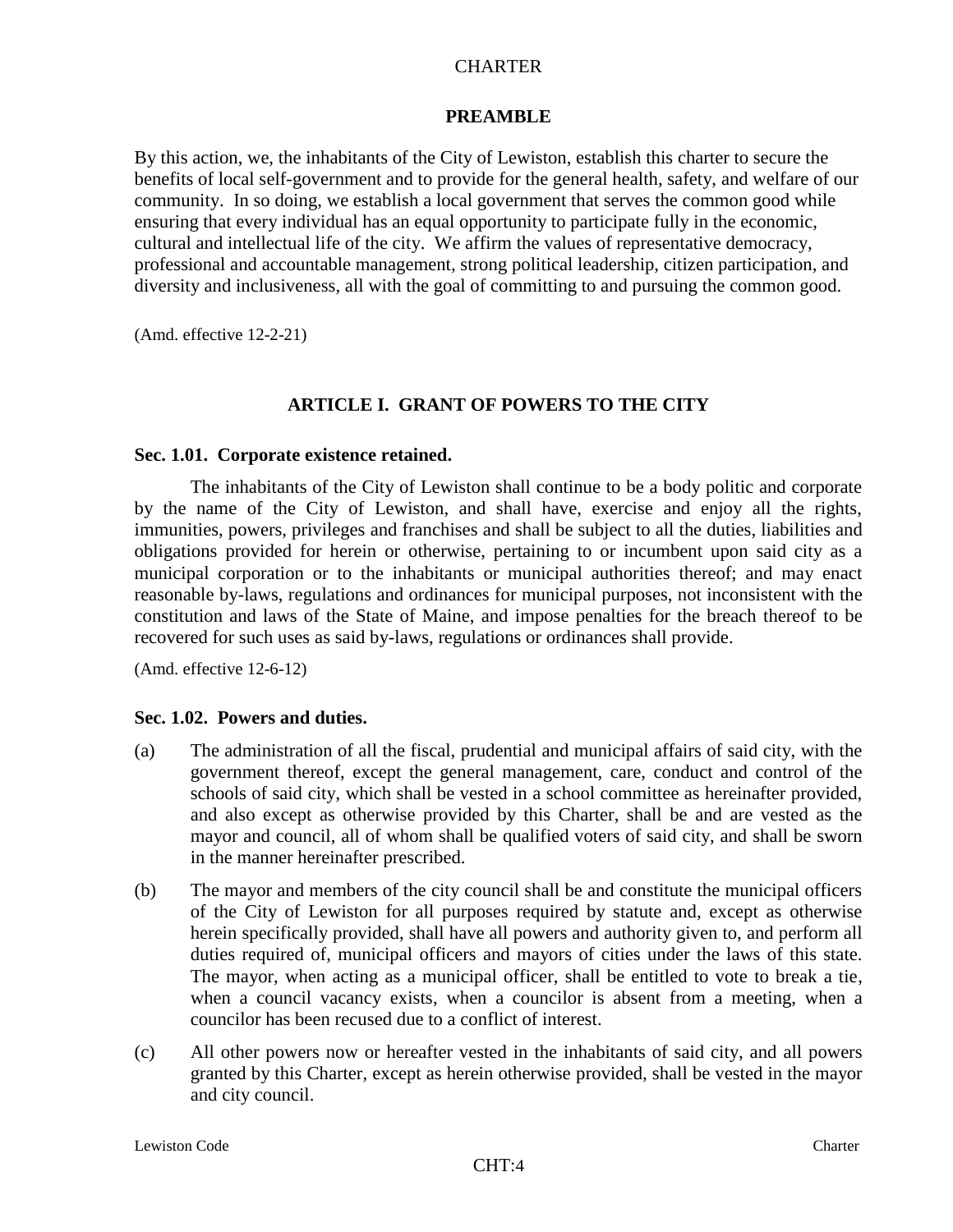# CHARTER

## PREAMBLE

By this action, we, the inhabitants of the City of Lewiston, establish this charter to secure the benefits of local self-government and to provide for the general health, safety, and welfare of our community. In so doing, we establish a local government that serves the common good while ensuring that every individual has an equal opportunity to participate fully in the economic, cultural and intellectual life of the city. We affirm the values of representative democracy, professional and accountable management, strong political leadership, citizen participation, and diversity and inclusiveness, all with the goal of committing to and pursuing the common good.

(Amd. effective 12-2-21)

## ARTICLE I. GRANT OF POWERS TO THE CITY

### Sec. 1.01. Corporate existence retained.

The inhabitants of the City of Lewiston shall continue to be a body politic and corporate by the name of the City of Lewiston, and shall have, exercise and enjoy all the rights, immunities, powers, privileges and franchises and shall be subject to all the duties, liabilities and obligations provided for herein or otherwise, pertaining to or incumbent upon said city as a municipal corporation or to the inhabitants or municipal authorities thereof; and may enact reasonable by-laws, regulations and ordinances for municipal purposes, not inconsistent with the constitution and laws of the State of Maine, and impose penalties for the breach thereof to be recovered for such uses as said by-laws, regulations or ordinances shall provide.

(Amd. effective 12-6-12)

### Sec. 1.02. Powers and duties.

(a) The administration of all the fiscal, prudential and municipal affairs of said city, with the government thereof, except the general management, care, conduct and control of the schools of said city, which shall be vested in a school committee as hereinafter provided, and also except as otherwise provided by this Charter, shall be and are vested as the mayor and council, all of whom shall be qualified voters of said city, and shall be sworn in the manner hereinafter prescribed.

(b) The mayor and members of the city council shall be and constitute the municipal officers of the City of Lewiston for all purposes required by statute and, except as otherwise herein specifically provided, shall have all powers and authority given to, and perform all duties required of, municipal officers and mayors of cities under the laws of this state. The mayor, when acting as a municipal officer, shall be entitled to vote to break a tie, when a council vacancy exists, when a councilor is absent from a meeting, when a councilor has been recused due to a conflict of interest.

(c) All other powers now or hereafter vested in the inhabitants of said city, and all powers granted by this Charter, except as herein otherwise provided, shall be vested in the mayor and city council.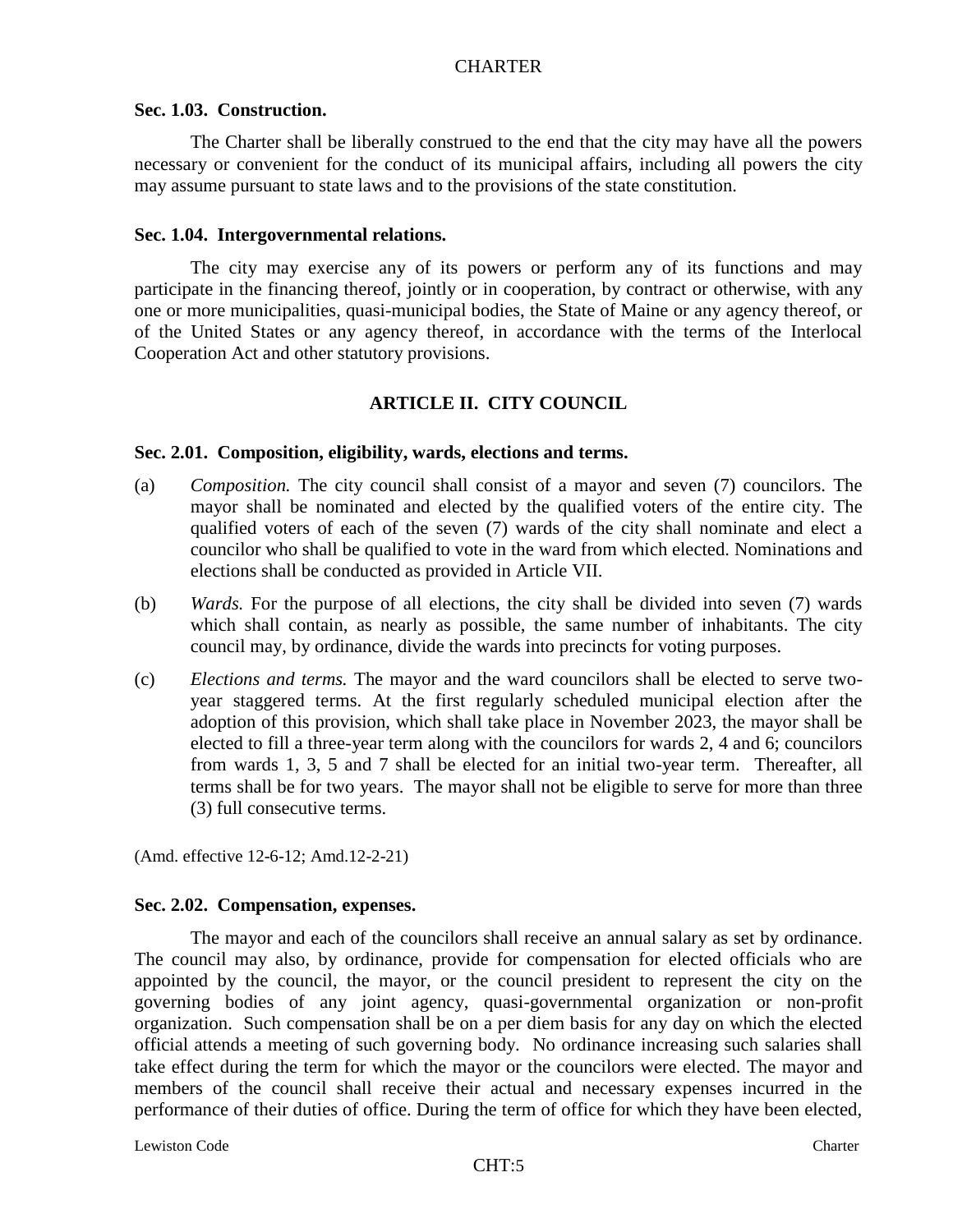### Sec. 1.03. Construction.

The Charter shall be liberally construed to the end that the city may have all the powers necessary or convenient for the conduct of its municipal affairs, including all powers the city may assume pursuant to state laws and to the provisions of the state constitution.

### Sec. 1.04. Intergovernmental relations.

The city may exercise any of its powers or perform any of its functions and may participate in the financing thereof, jointly or in cooperation, by contract or otherwise, with any one or more municipalities, quasi-municipal bodies, the State of Maine or any agency thereof, or of the United States or any agency thereof, in accordance with the terms of the Interlocal Cooperation Act and other statutory provisions.

## ARTICLE II. CITY COUNCIL

### Sec. 2.01. Composition, eligibility, wards, elections and terms.

(a) *Composition.* The city council shall consist of a mayor and seven (7) councilors. The mayor shall be nominated and elected by the qualified voters of the entire city. The qualified voters of each of the seven (7) wards of the city shall nominate and elect a councilor who shall be qualified to vote in the ward from which elected. Nominations and elections shall be conducted as provided in Article VII.

(b) *Wards.* For the purpose of all elections, the city shall be divided into seven (7) wards which shall contain, as nearly as possible, the same number of inhabitants. The city council may, by ordinance, divide the wards into precincts for voting purposes.

(c) *Elections and terms.* The mayor and the ward councilors shall be elected to serve two-year staggered terms. At the first regularly scheduled municipal election after the adoption of this provision, which shall take place in November 2023, the mayor shall be elected to fill a three-year term along with the councilors for wards 2, 4 and 6; councilors from wards 1, 3, 5 and 7 shall be elected for an initial two-year term. Thereafter, all terms shall be for two years. The mayor shall not be eligible to serve for more than three (3) full consecutive terms.

(Amd. effective 12-6-12; Amd.12-2-21)

### Sec. 2.02. Compensation, expenses.

The mayor and each of the councilors shall receive an annual salary as set by ordinance. The council may also, by ordinance, provide for compensation for elected officials who are appointed by the council, the mayor, or the council president to represent the city on the governing bodies of any joint agency, quasi-governmental organization or non-profit organization. Such compensation shall be on a per diem basis for any day on which the elected official attends a meeting of such governing body. No ordinance increasing such salaries shall take effect during the term for which the mayor or the councilors were elected. The mayor and members of the council shall receive their actual and necessary expenses incurred in the performance of their duties of office. During the term of office for which they have been elected,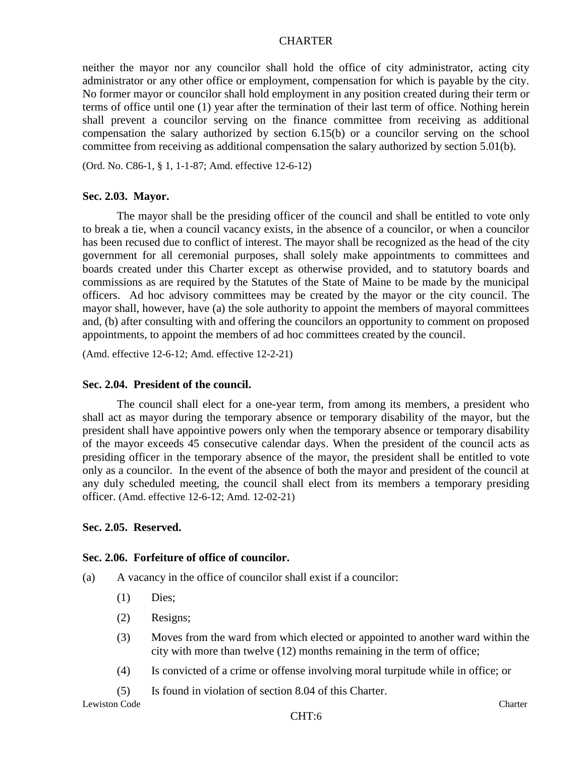neither the mayor nor any councilor shall hold the office of city administrator, acting city administrator or any other office or employment, compensation for which is payable by the city. No former mayor or councilor shall hold employment in any position created during their term or terms of office until one (1) year after the termination of their last term of office. Nothing herein shall prevent a councilor serving on the finance committee from receiving as additional compensation the salary authorized by section 6.15(b) or a councilor serving on the school committee from receiving as additional compensation the salary authorized by section 5.01(b).

(Ord. No. C86-1, § 1, 1-1-87; Amd. effective 12-6-12)

**Sec. 2.03. Mayor.**

The mayor shall be the presiding officer of the council and shall be entitled to vote only to break a tie, when a council vacancy exists, in the absence of a councilor, or when a councilor has been recused due to conflict of interest. The mayor shall be recognized as the head of the city government for all ceremonial purposes, shall solely make appointments to committees and boards created under this Charter except as otherwise provided, and to statutory boards and commissions as are required by the Statutes of the State of Maine to be made by the municipal officers. Ad hoc advisory committees may be created by the mayor or the city council. The mayor shall, however, have (a) the sole authority to appoint the members of mayoral committees and, (b) after consulting with and offering the councilors an opportunity to comment on proposed appointments, to appoint the members of ad hoc committees created by the council.

(Amd. effective 12-6-12; Amd. effective 12-2-21)

**Sec. 2.04. President of the council.**

The council shall elect for a one-year term, from among its members, a president who shall act as mayor during the temporary absence or temporary disability of the mayor, but the president shall have appointive powers only when the temporary absence or temporary disability of the mayor exceeds 45 consecutive calendar days. When the president of the council acts as presiding officer in the temporary absence of the mayor, the president shall be entitled to vote only as a councilor. In the event of the absence of both the mayor and president of the council at any duly scheduled meeting, the council shall elect from its members a temporary presiding officer. (Amd. effective 12-6-12; Amd. 12-02-21)

**Sec. 2.05. Reserved.**

**Sec. 2.06. Forfeiture of office of councilor.**

(a) A vacancy in the office of councilor shall exist if a councilor:

(1) Dies;

(2) Resigns;

(3) Moves from the ward from which elected or appointed to another ward within the city with more than twelve (12) months remaining in the term of office;

(4) Is convicted of a crime or offense involving moral turpitude while in office; or

(5) Is found in violation of section 8.04 of this Charter.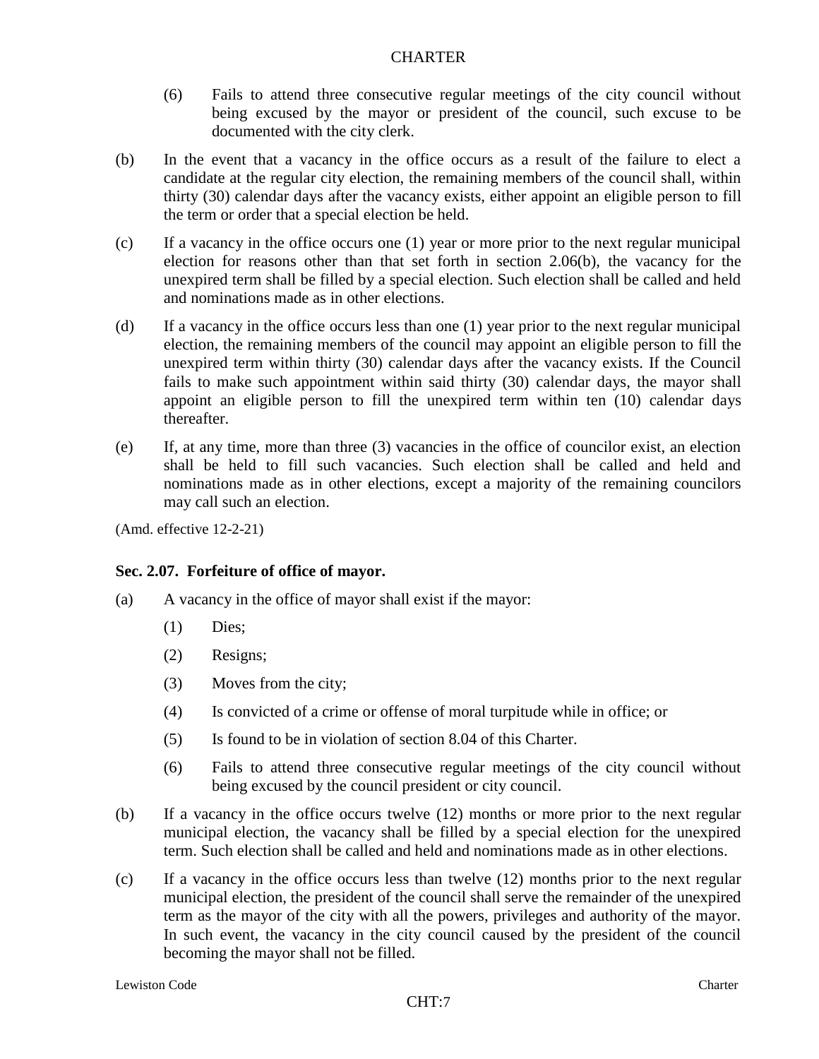(6) Fails to attend three consecutive regular meetings of the city council without being excused by the mayor or president of the council, such excuse to be documented with the city clerk.

(b) In the event that a vacancy in the office occurs as a result of the failure to elect a candidate at the regular city election, the remaining members of the council shall, within thirty (30) calendar days after the vacancy exists, either appoint an eligible person to fill the term or order that a special election be held.

(c) If a vacancy in the office occurs one (1) year or more prior to the next regular municipal election for reasons other than that set forth in section 2.06(b), the vacancy for the unexpired term shall be filled by a special election. Such election shall be called and held and nominations made as in other elections.

(d) If a vacancy in the office occurs less than one (1) year prior to the next regular municipal election, the remaining members of the council may appoint an eligible person to fill the unexpired term within thirty (30) calendar days after the vacancy exists. If the Council fails to make such appointment within said thirty (30) calendar days, the mayor shall appoint an eligible person to fill the unexpired term within ten (10) calendar days thereafter.

(e) If, at any time, more than three (3) vacancies in the office of councilor exist, an election shall be held to fill such vacancies. Such election shall be called and held and nominations made as in other elections, except a majority of the remaining councilors may call such an election.

(Amd. effective 12-2-21)

**Sec. 2.07. Forfeiture of office of mayor.**

(a) A vacancy in the office of mayor shall exist if the mayor:

(1) Dies;

(2) Resigns;

(3) Moves from the city;

(4) Is convicted of a crime or offense of moral turpitude while in office; or

(5) Is found to be in violation of section 8.04 of this Charter.

(6) Fails to attend three consecutive regular meetings of the city council without being excused by the council president or city council.

(b) If a vacancy in the office occurs twelve (12) months or more prior to the next regular municipal election, the vacancy shall be filled by a special election for the unexpired term. Such election shall be called and held and nominations made as in other elections.

(c) If a vacancy in the office occurs less than twelve (12) months prior to the next regular municipal election, the president of the council shall serve the remainder of the unexpired term as the mayor of the city with all the powers, privileges and authority of the mayor. In such event, the vacancy in the city council caused by the president of the council becoming the mayor shall not be filled.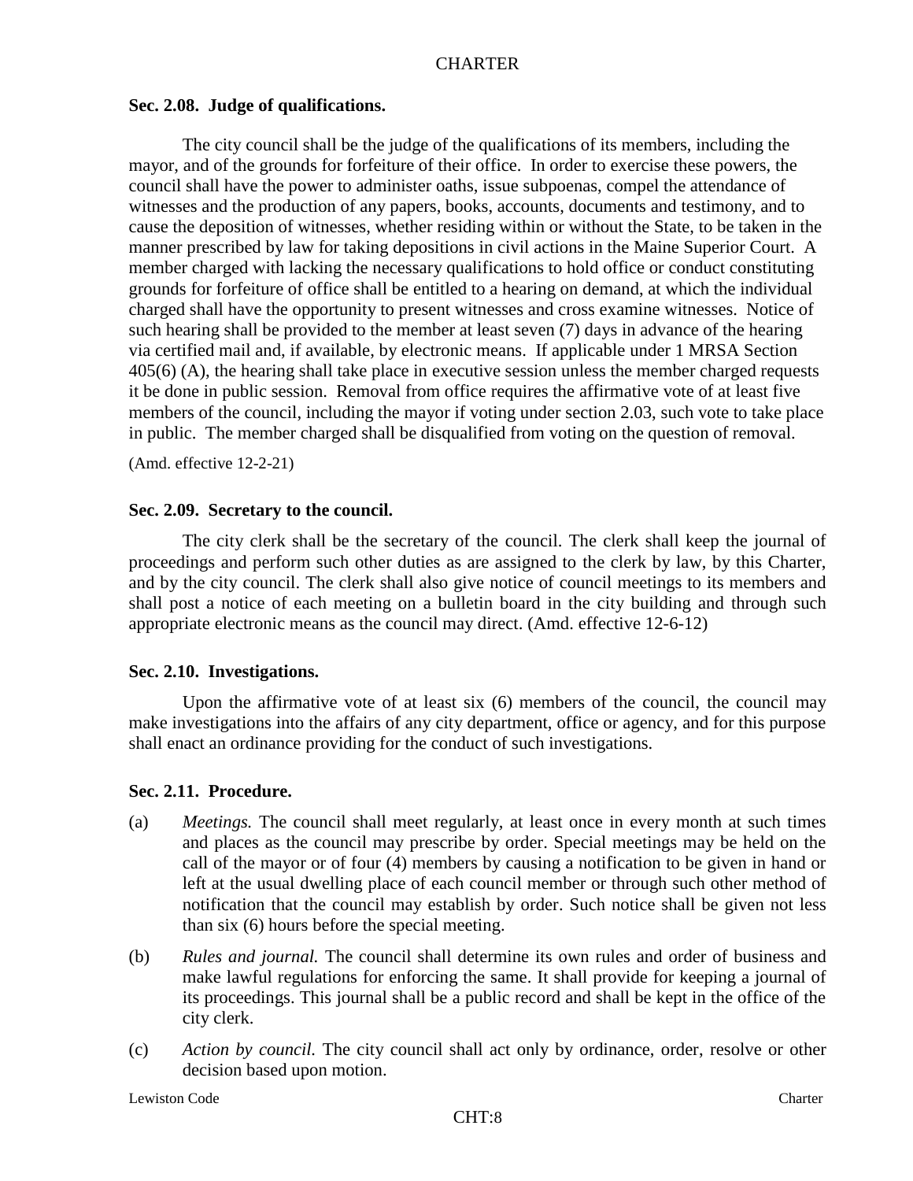**Sec. 2.08. Judge of qualifications.**

The city council shall be the judge of the qualifications of its members, including the mayor, and of the grounds for forfeiture of their office. In order to exercise these powers, the council shall have the power to administer oaths, issue subpoenas, compel the attendance of witnesses and the production of any papers, books, accounts, documents and testimony, and to cause the deposition of witnesses, whether residing within or without the State, to be taken in the manner prescribed by law for taking depositions in civil actions in the Maine Superior Court. A member charged with lacking the necessary qualifications to hold office or conduct constituting grounds for forfeiture of office shall be entitled to a hearing on demand, at which the individual charged shall have the opportunity to present witnesses and cross examine witnesses. Notice of such hearing shall be provided to the member at least seven (7) days in advance of the hearing via certified mail and, if available, by electronic means. If applicable under 1 MRSA Section 405(6) (A), the hearing shall take place in executive session unless the member charged requests it be done in public session. Removal from office requires the affirmative vote of at least five members of the council, including the mayor if voting under section 2.03, such vote to take place in public. The member charged shall be disqualified from voting on the question of removal.

(Amd. effective 12-2-21)

**Sec. 2.09. Secretary to the council.**

The city clerk shall be the secretary of the council. The clerk shall keep the journal of proceedings and perform such other duties as are assigned to the clerk by law, by this Charter, and by the city council. The clerk shall also give notice of council meetings to its members and shall post a notice of each meeting on a bulletin board in the city building and through such appropriate electronic means as the council may direct. (Amd. effective 12-6-12)

**Sec. 2.10. Investigations.**

Upon the affirmative vote of at least six (6) members of the council, the council may make investigations into the affairs of any city department, office or agency, and for this purpose shall enact an ordinance providing for the conduct of such investigations.

**Sec. 2.11. Procedure.**

(a) *Meetings.* The council shall meet regularly, at least once in every month at such times and places as the council may prescribe by order. Special meetings may be held on the call of the mayor or of four (4) members by causing a notification to be given in hand or left at the usual dwelling place of each council member or through such other method of notification that the council may establish by order. Such notice shall be given not less than six (6) hours before the special meeting.

(b) *Rules and journal.* The council shall determine its own rules and order of business and make lawful regulations for enforcing the same. It shall provide for keeping a journal of its proceedings. This journal shall be a public record and shall be kept in the office of the city clerk.

(c) *Action by council.* The city council shall act only by ordinance, order, resolve or other decision based upon motion.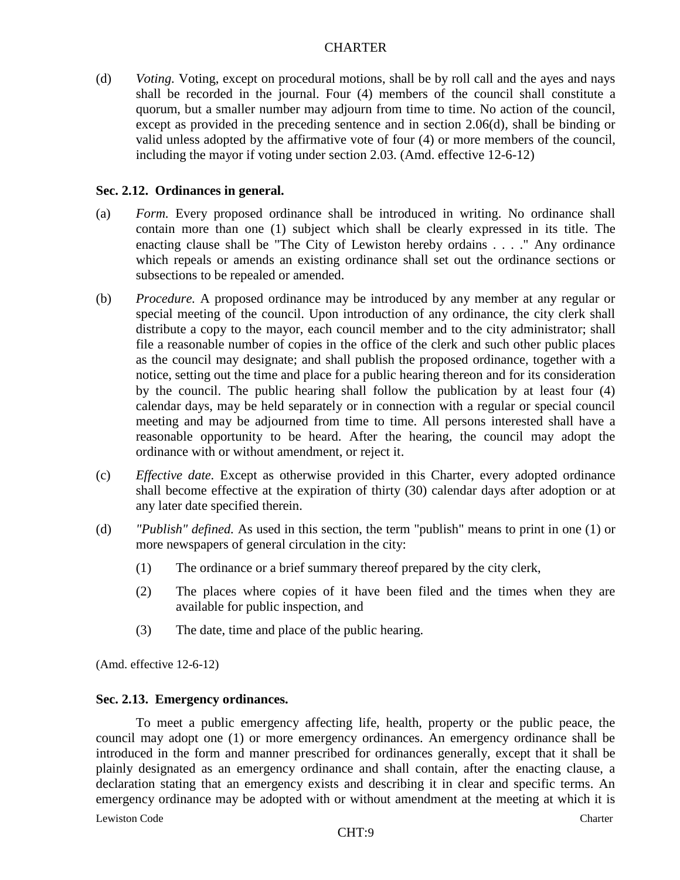(d) *Voting.* Voting, except on procedural motions, shall be by roll call and the ayes and nays shall be recorded in the journal. Four (4) members of the council shall constitute a quorum, but a smaller number may adjourn from time to time. No action of the council, except as provided in the preceding sentence and in section 2.06(d), shall be binding or valid unless adopted by the affirmative vote of four (4) or more members of the council, including the mayor if voting under section 2.03. (Amd. effective 12-6-12)

### Sec. 2.12. Ordinances in general.

(a) *Form.* Every proposed ordinance shall be introduced in writing. No ordinance shall contain more than one (1) subject which shall be clearly expressed in its title. The enacting clause shall be "The City of Lewiston hereby ordains . . . ." Any ordinance which repeals or amends an existing ordinance shall set out the ordinance sections or subsections to be repealed or amended.

(b) *Procedure.* A proposed ordinance may be introduced by any member at any regular or special meeting of the council. Upon introduction of any ordinance, the city clerk shall distribute a copy to the mayor, each council member and to the city administrator; shall file a reasonable number of copies in the office of the clerk and such other public places as the council may designate; and shall publish the proposed ordinance, together with a notice, setting out the time and place for a public hearing thereon and for its consideration by the council. The public hearing shall follow the publication by at least four (4) calendar days, may be held separately or in connection with a regular or special council meeting and may be adjourned from time to time. All persons interested shall have a reasonable opportunity to be heard. After the hearing, the council may adopt the ordinance with or without amendment, or reject it.

(c) *Effective date.* Except as otherwise provided in this Charter, every adopted ordinance shall become effective at the expiration of thirty (30) calendar days after adoption or at any later date specified therein.

(d) *"Publish" defined.* As used in this section, the term "publish" means to print in one (1) or more newspapers of general circulation in the city:

(1) The ordinance or a brief summary thereof prepared by the city clerk,

(2) The places where copies of it have been filed and the times when they are available for public inspection, and

(3) The date, time and place of the public hearing.

(Amd. effective 12-6-12)

### Sec. 2.13. Emergency ordinances.

To meet a public emergency affecting life, health, property or the public peace, the council may adopt one (1) or more emergency ordinances. An emergency ordinance shall be introduced in the form and manner prescribed for ordinances generally, except that it shall be plainly designated as an emergency ordinance and shall contain, after the enacting clause, a declaration stating that an emergency exists and describing it in clear and specific terms. An emergency ordinance may be adopted with or without amendment at the meeting at which it is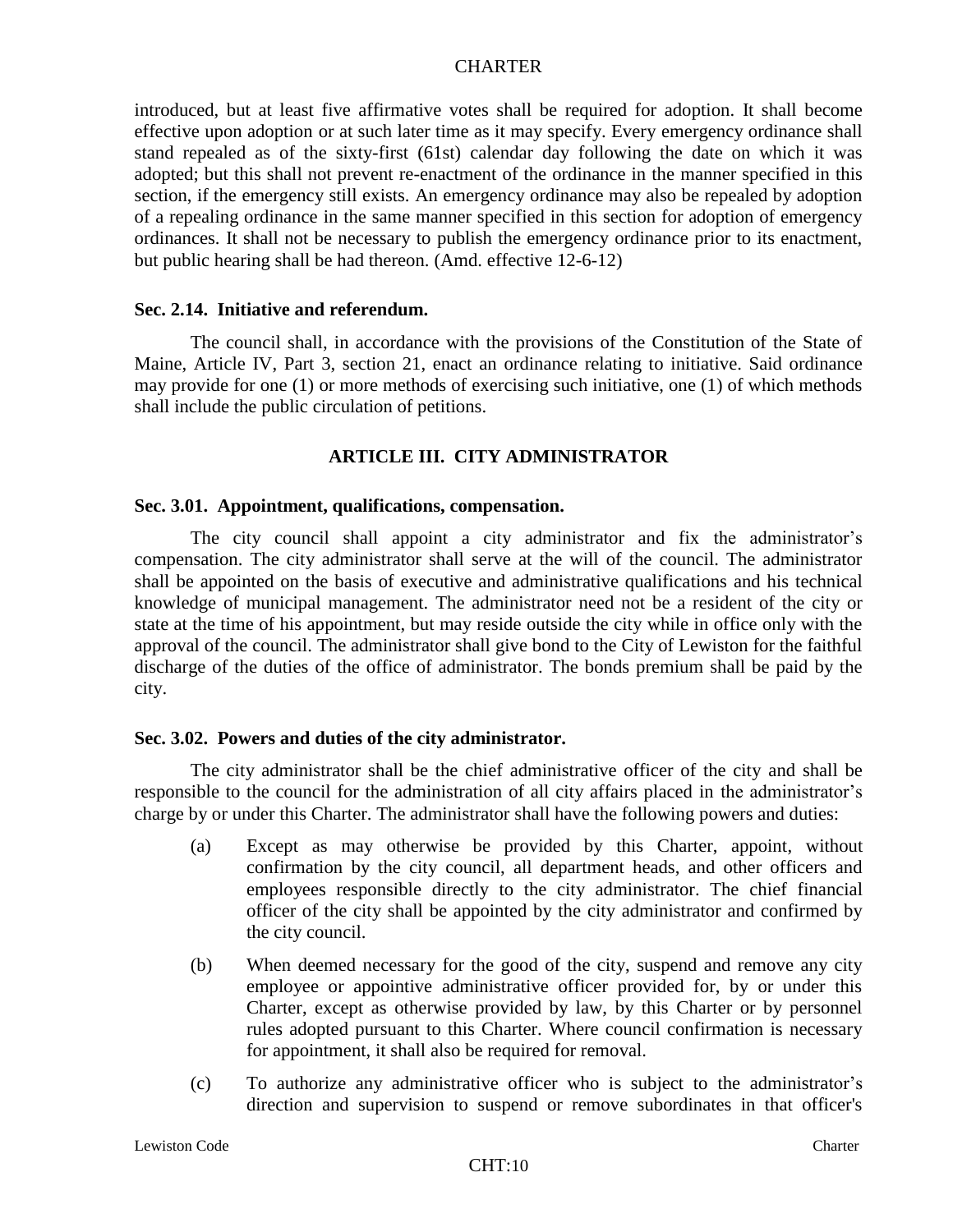introduced, but at least five affirmative votes shall be required for adoption. It shall become effective upon adoption or at such later time as it may specify. Every emergency ordinance shall stand repealed as of the sixty-first (61st) calendar day following the date on which it was adopted; but this shall not prevent re-enactment of the ordinance in the manner specified in this section, if the emergency still exists. An emergency ordinance may also be repealed by adoption of a repealing ordinance in the same manner specified in this section for adoption of emergency ordinances. It shall not be necessary to publish the emergency ordinance prior to its enactment, but public hearing shall be had thereon. (Amd. effective 12-6-12)

**Sec. 2.14. Initiative and referendum.**

The council shall, in accordance with the provisions of the Constitution of the State of Maine, Article IV, Part 3, section 21, enact an ordinance relating to initiative. Said ordinance may provide for one (1) or more methods of exercising such initiative, one (1) of which methods shall include the public circulation of petitions.

## ARTICLE III. CITY ADMINISTRATOR

**Sec. 3.01. Appointment, qualifications, compensation.**

The city council shall appoint a city administrator and fix the administrator's compensation. The city administrator shall serve at the will of the council. The administrator shall be appointed on the basis of executive and administrative qualifications and his technical knowledge of municipal management. The administrator need not be a resident of the city or state at the time of his appointment, but may reside outside the city while in office only with the approval of the council. The administrator shall give bond to the City of Lewiston for the faithful discharge of the duties of the office of administrator. The bonds premium shall be paid by the city.

**Sec. 3.02. Powers and duties of the city administrator.**

The city administrator shall be the chief administrative officer of the city and shall be responsible to the council for the administration of all city affairs placed in the administrator's charge by or under this Charter. The administrator shall have the following powers and duties:

(a) Except as may otherwise be provided by this Charter, appoint, without confirmation by the city council, all department heads, and other officers and employees responsible directly to the city administrator. The chief financial officer of the city shall be appointed by the city administrator and confirmed by the city council.

(b) When deemed necessary for the good of the city, suspend and remove any city employee or appointive administrative officer provided for, by or under this Charter, except as otherwise provided by law, by this Charter or by personnel rules adopted pursuant to this Charter. Where council confirmation is necessary for appointment, it shall also be required for removal.

(c) To authorize any administrative officer who is subject to the administrator's direction and supervision to suspend or remove subordinates in that officer's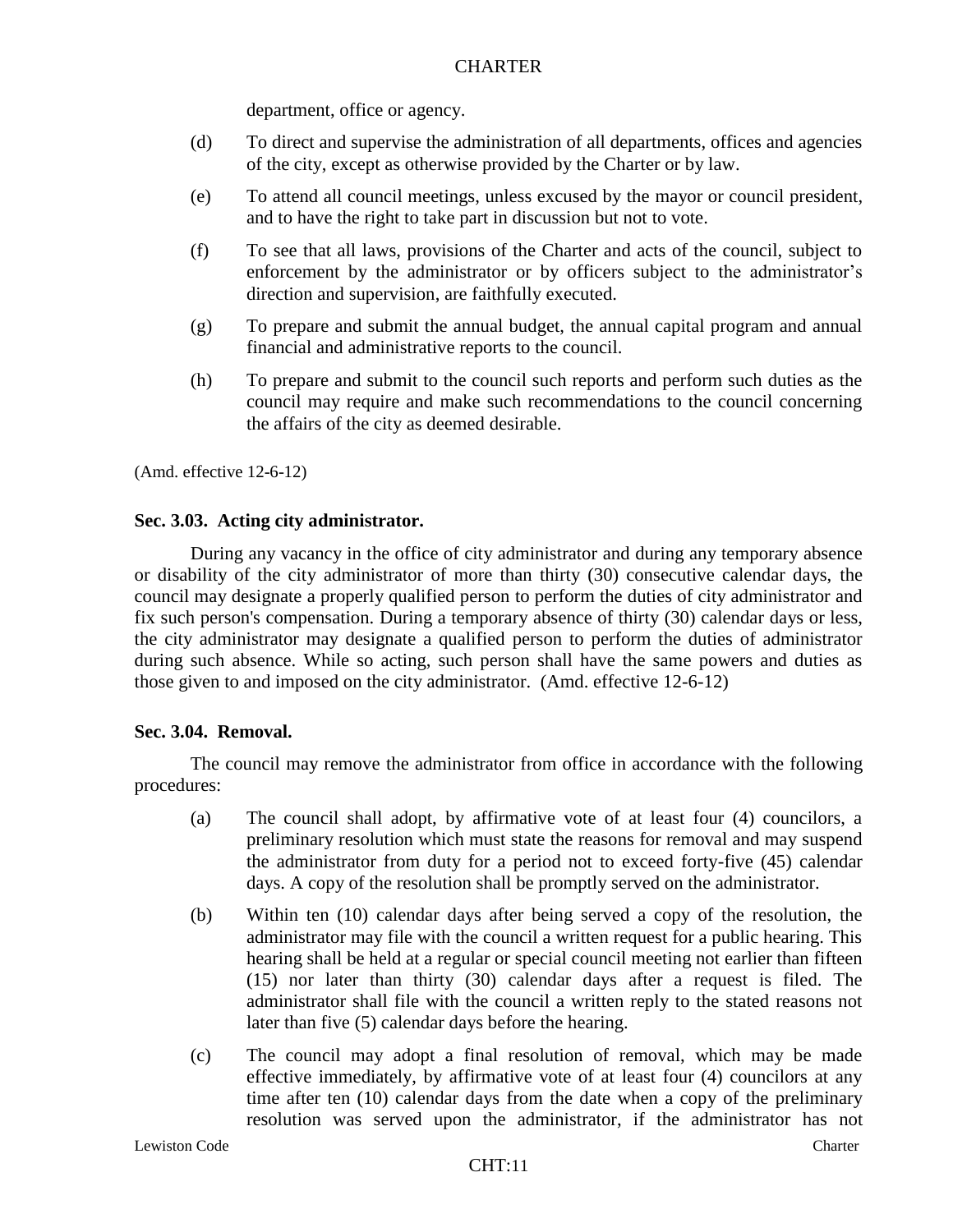department, office or agency.

(d) To direct and supervise the administration of all departments, offices and agencies of the city, except as otherwise provided by the Charter or by law.

(e) To attend all council meetings, unless excused by the mayor or council president, and to have the right to take part in discussion but not to vote.

(f) To see that all laws, provisions of the Charter and acts of the council, subject to enforcement by the administrator or by officers subject to the administrator's direction and supervision, are faithfully executed.

(g) To prepare and submit the annual budget, the annual capital program and annual financial and administrative reports to the council.

(h) To prepare and submit to the council such reports and perform such duties as the council may require and make such recommendations to the council concerning the affairs of the city as deemed desirable.

(Amd. effective 12-6-12)

**Sec. 3.03. Acting city administrator.**

During any vacancy in the office of city administrator and during any temporary absence or disability of the city administrator of more than thirty (30) consecutive calendar days, the council may designate a properly qualified person to perform the duties of city administrator and fix such person's compensation. During a temporary absence of thirty (30) calendar days or less, the city administrator may designate a qualified person to perform the duties of administrator during such absence. While so acting, such person shall have the same powers and duties as those given to and imposed on the city administrator. (Amd. effective 12-6-12)

**Sec. 3.04. Removal.**

The council may remove the administrator from office in accordance with the following procedures:

(a) The council shall adopt, by affirmative vote of at least four (4) councilors, a preliminary resolution which must state the reasons for removal and may suspend the administrator from duty for a period not to exceed forty-five (45) calendar days. A copy of the resolution shall be promptly served on the administrator.

(b) Within ten (10) calendar days after being served a copy of the resolution, the administrator may file with the council a written request for a public hearing. This hearing shall be held at a regular or special council meeting not earlier than fifteen (15) nor later than thirty (30) calendar days after a request is filed. The administrator shall file with the council a written reply to the stated reasons not later than five (5) calendar days before the hearing.

(c) The council may adopt a final resolution of removal, which may be made effective immediately, by affirmative vote of at least four (4) councilors at any time after ten (10) calendar days from the date when a copy of the preliminary resolution was served upon the administrator, if the administrator has not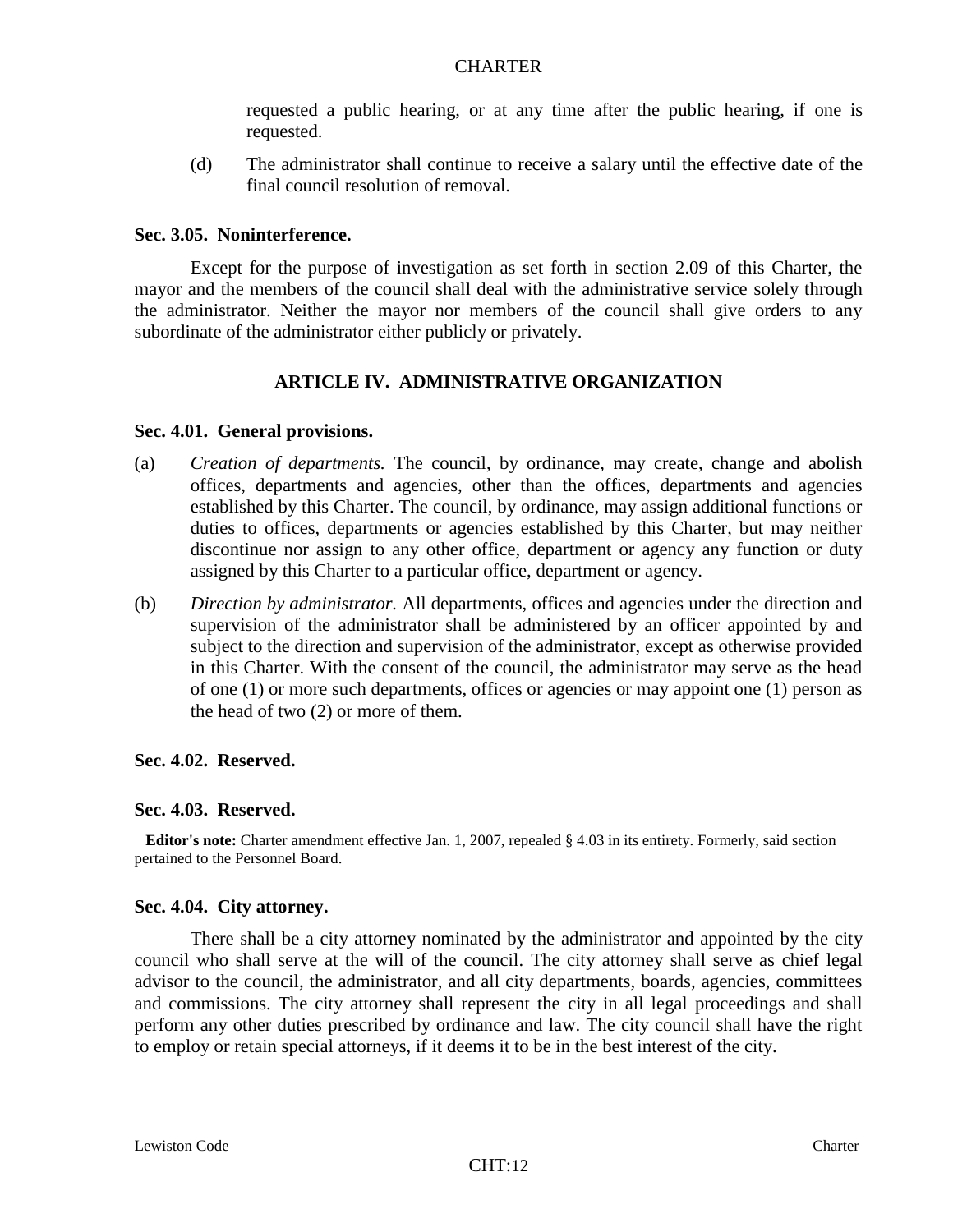requested a public hearing, or at any time after the public hearing, if one is requested.

(d) The administrator shall continue to receive a salary until the effective date of the final council resolution of removal.

**Sec. 3.05. Noninterference.**

Except for the purpose of investigation as set forth in section 2.09 of this Charter, the mayor and the members of the council shall deal with the administrative service solely through the administrator. Neither the mayor nor members of the council shall give orders to any subordinate of the administrator either publicly or privately.

## ARTICLE IV. ADMINISTRATIVE ORGANIZATION

**Sec. 4.01. General provisions.**

(a) *Creation of departments.* The council, by ordinance, may create, change and abolish offices, departments and agencies, other than the offices, departments and agencies established by this Charter. The council, by ordinance, may assign additional functions or duties to offices, departments or agencies established by this Charter, but may neither discontinue nor assign to any other office, department or agency any function or duty assigned by this Charter to a particular office, department or agency.

(b) *Direction by administrator.* All departments, offices and agencies under the direction and supervision of the administrator shall be administered by an officer appointed by and subject to the direction and supervision of the administrator, except as otherwise provided in this Charter. With the consent of the council, the administrator may serve as the head of one (1) or more such departments, offices or agencies or may appoint one (1) person as the head of two (2) or more of them.

**Sec. 4.02. Reserved.**

**Sec. 4.03. Reserved.**

**Editor's note:** Charter amendment effective Jan. 1, 2007, repealed § 4.03 in its entirety. Formerly, said section pertained to the Personnel Board.

**Sec. 4.04. City attorney.**

There shall be a city attorney nominated by the administrator and appointed by the city council who shall serve at the will of the council. The city attorney shall serve as chief legal advisor to the council, the administrator, and all city departments, boards, agencies, committees and commissions. The city attorney shall represent the city in all legal proceedings and shall perform any other duties prescribed by ordinance and law. The city council shall have the right to employ or retain special attorneys, if it deems it to be in the best interest of the city.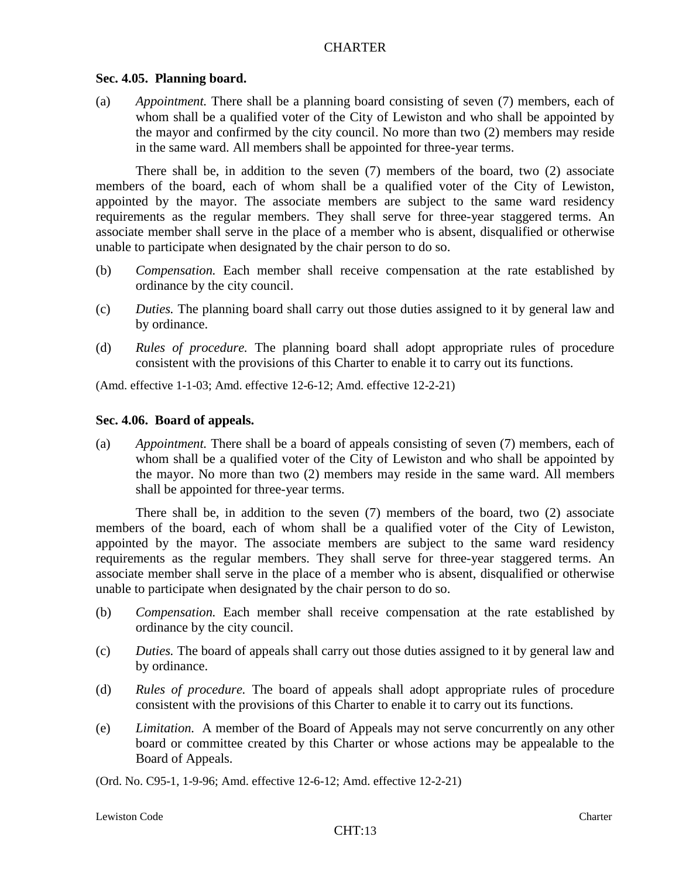### Sec. 4.05. Planning board.

(a) *Appointment.* There shall be a planning board consisting of seven (7) members, each of whom shall be a qualified voter of the City of Lewiston and who shall be appointed by the mayor and confirmed by the city council. No more than two (2) members may reside in the same ward. All members shall be appointed for three-year terms.

There shall be, in addition to the seven (7) members of the board, two (2) associate members of the board, each of whom shall be a qualified voter of the City of Lewiston, appointed by the mayor. The associate members are subject to the same ward residency requirements as the regular members. They shall serve for three-year staggered terms. An associate member shall serve in the place of a member who is absent, disqualified or otherwise unable to participate when designated by the chair person to do so.

(b) *Compensation.* Each member shall receive compensation at the rate established by ordinance by the city council.

(c) *Duties.* The planning board shall carry out those duties assigned to it by general law and by ordinance.

(d) *Rules of procedure.* The planning board shall adopt appropriate rules of procedure consistent with the provisions of this Charter to enable it to carry out its functions.

(Amd. effective 1-1-03; Amd. effective 12-6-12; Amd. effective 12-2-21)

### Sec. 4.06. Board of appeals.

(a) *Appointment.* There shall be a board of appeals consisting of seven (7) members, each of whom shall be a qualified voter of the City of Lewiston and who shall be appointed by the mayor. No more than two (2) members may reside in the same ward. All members shall be appointed for three-year terms.

There shall be, in addition to the seven (7) members of the board, two (2) associate members of the board, each of whom shall be a qualified voter of the City of Lewiston, appointed by the mayor. The associate members are subject to the same ward residency requirements as the regular members. They shall serve for three-year staggered terms. An associate member shall serve in the place of a member who is absent, disqualified or otherwise unable to participate when designated by the chair person to do so.

(b) *Compensation.* Each member shall receive compensation at the rate established by ordinance by the city council.

(c) *Duties.* The board of appeals shall carry out those duties assigned to it by general law and by ordinance.

(d) *Rules of procedure.* The board of appeals shall adopt appropriate rules of procedure consistent with the provisions of this Charter to enable it to carry out its functions.

(e) *Limitation.* A member of the Board of Appeals may not serve concurrently on any other board or committee created by this Charter or whose actions may be appealable to the Board of Appeals.

(Ord. No. C95-1, 1-9-96; Amd. effective 12-6-12; Amd. effective 12-2-21)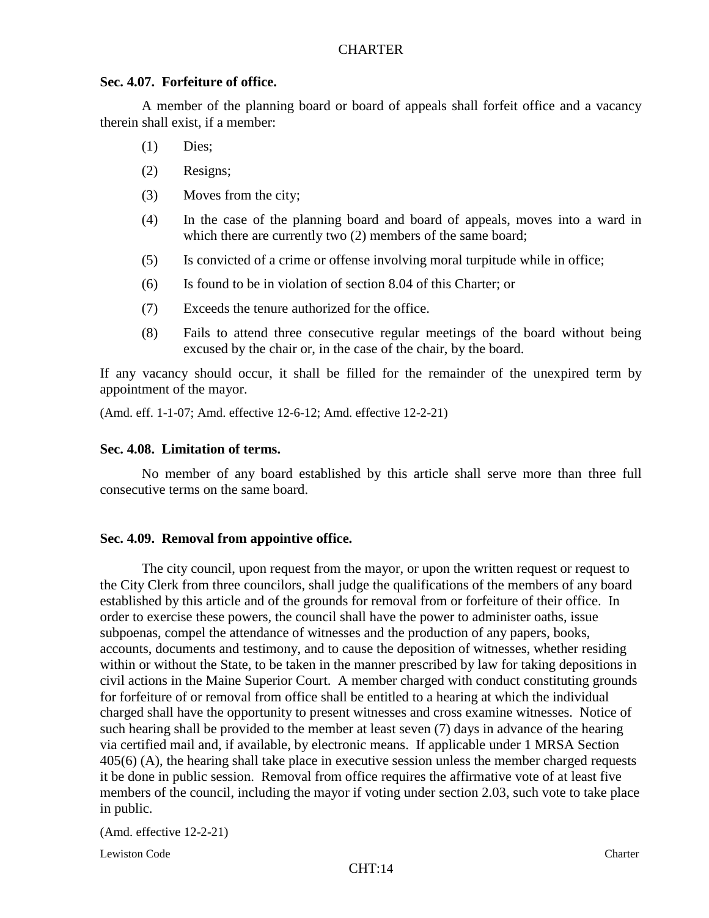**Sec. 4.07. Forfeiture of office.**

A member of the planning board or board of appeals shall forfeit office and a vacancy therein shall exist, if a member:

(1) Dies;

(2) Resigns;

(3) Moves from the city;

(4) In the case of the planning board and board of appeals, moves into a ward in which there are currently two (2) members of the same board;

(5) Is convicted of a crime or offense involving moral turpitude while in office;

(6) Is found to be in violation of section 8.04 of this Charter; or

(7) Exceeds the tenure authorized for the office.

(8) Fails to attend three consecutive regular meetings of the board without being excused by the chair or, in the case of the chair, by the board.

If any vacancy should occur, it shall be filled for the remainder of the unexpired term by appointment of the mayor.

(Amd. eff. 1-1-07; Amd. effective 12-6-12; Amd. effective 12-2-21)

**Sec. 4.08. Limitation of terms.**

No member of any board established by this article shall serve more than three full consecutive terms on the same board.

**Sec. 4.09. Removal from appointive office.**

The city council, upon request from the mayor, or upon the written request or request to the City Clerk from three councilors, shall judge the qualifications of the members of any board established by this article and of the grounds for removal from or forfeiture of their office. In order to exercise these powers, the council shall have the power to administer oaths, issue subpoenas, compel the attendance of witnesses and the production of any papers, books, accounts, documents and testimony, and to cause the deposition of witnesses, whether residing within or without the State, to be taken in the manner prescribed by law for taking depositions in civil actions in the Maine Superior Court. A member charged with conduct constituting grounds for forfeiture of or removal from office shall be entitled to a hearing at which the individual charged shall have the opportunity to present witnesses and cross examine witnesses. Notice of such hearing shall be provided to the member at least seven (7) days in advance of the hearing via certified mail and, if available, by electronic means. If applicable under 1 MRSA Section 405(6) (A), the hearing shall take place in executive session unless the member charged requests it be done in public session. Removal from office requires the affirmative vote of at least five members of the council, including the mayor if voting under section 2.03, such vote to take place in public.

(Amd. effective 12-2-21)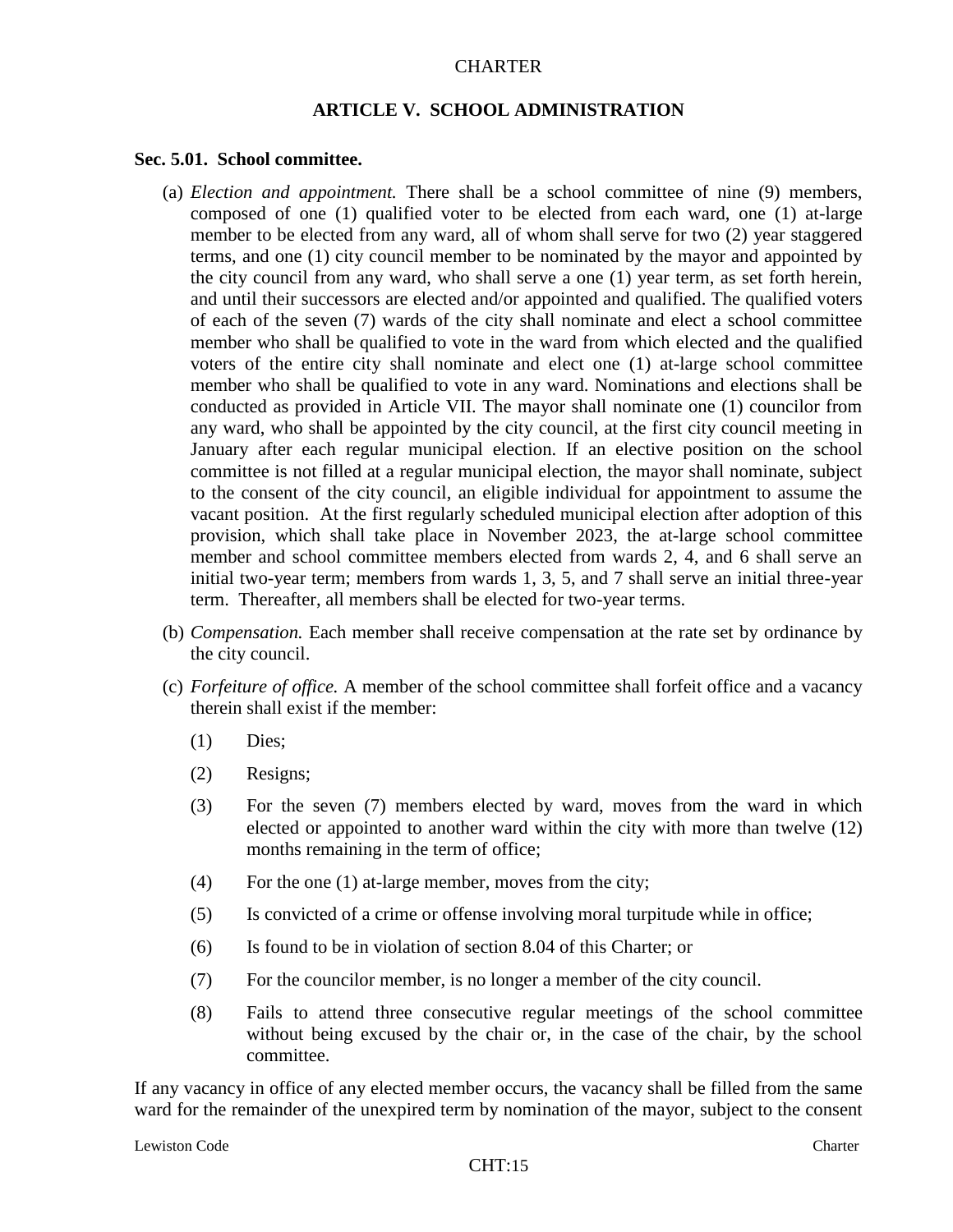# ARTICLE V. SCHOOL ADMINISTRATION

### Sec. 5.01. School committee.

(a) *Election and appointment.* There shall be a school committee of nine (9) members, composed of one (1) qualified voter to be elected from each ward, one (1) at-large member to be elected from any ward, all of whom shall serve for two (2) year staggered terms, and one (1) city council member to be nominated by the mayor and appointed by the city council from any ward, who shall serve a one (1) year term, as set forth herein, and until their successors are elected and/or appointed and qualified. The qualified voters of each of the seven (7) wards of the city shall nominate and elect a school committee member who shall be qualified to vote in the ward from which elected and the qualified voters of the entire city shall nominate and elect one (1) at-large school committee member who shall be qualified to vote in any ward. Nominations and elections shall be conducted as provided in Article VII. The mayor shall nominate one (1) councilor from any ward, who shall be appointed by the city council, at the first city council meeting in January after each regular municipal election. If an elective position on the school committee is not filled at a regular municipal election, the mayor shall nominate, subject to the consent of the city council, an eligible individual for appointment to assume the vacant position. At the first regularly scheduled municipal election after adoption of this provision, which shall take place in November 2023, the at-large school committee member and school committee members elected from wards 2, 4, and 6 shall serve an initial two-year term; members from wards 1, 3, 5, and 7 shall serve an initial three-year term. Thereafter, all members shall be elected for two-year terms.

(b) *Compensation.* Each member shall receive compensation at the rate set by ordinance by the city council.

(c) *Forfeiture of office.* A member of the school committee shall forfeit office and a vacancy therein shall exist if the member:

(1) Dies;

(2) Resigns;

(3) For the seven (7) members elected by ward, moves from the ward in which elected or appointed to another ward within the city with more than twelve (12) months remaining in the term of office;

(4) For the one (1) at-large member, moves from the city;

(5) Is convicted of a crime or offense involving moral turpitude while in office;

(6) Is found to be in violation of section 8.04 of this Charter; or

(7) For the councilor member, is no longer a member of the city council.

(8) Fails to attend three consecutive regular meetings of the school committee without being excused by the chair or, in the case of the chair, by the school committee.

If any vacancy in office of any elected member occurs, the vacancy shall be filled from the same ward for the remainder of the unexpired term by nomination of the mayor, subject to the consent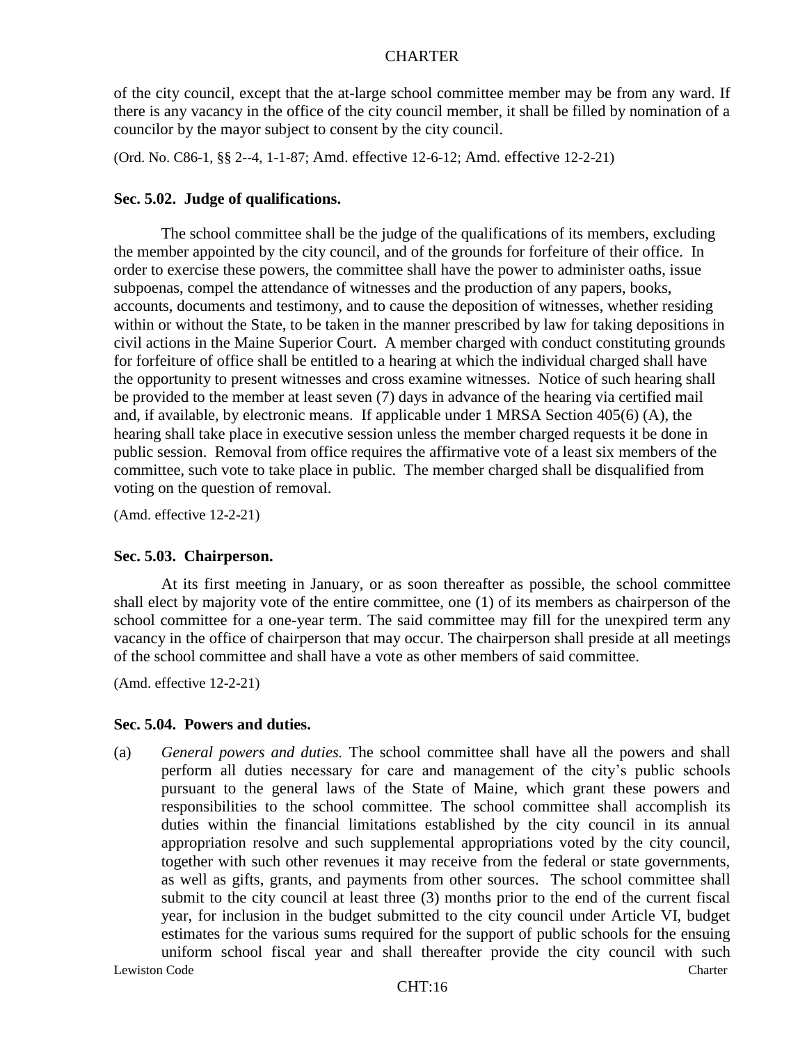of the city council, except that the at-large school committee member may be from any ward. If there is any vacancy in the office of the city council member, it shall be filled by nomination of a councilor by the mayor subject to consent by the city council.

(Ord. No. C86-1, §§ 2--4, 1-1-87; Amd. effective 12-6-12; Amd. effective 12-2-21)

**Sec. 5.02. Judge of qualifications.**

The school committee shall be the judge of the qualifications of its members, excluding the member appointed by the city council, and of the grounds for forfeiture of their office. In order to exercise these powers, the committee shall have the power to administer oaths, issue subpoenas, compel the attendance of witnesses and the production of any papers, books, accounts, documents and testimony, and to cause the deposition of witnesses, whether residing within or without the State, to be taken in the manner prescribed by law for taking depositions in civil actions in the Maine Superior Court. A member charged with conduct constituting grounds for forfeiture of office shall be entitled to a hearing at which the individual charged shall have the opportunity to present witnesses and cross examine witnesses. Notice of such hearing shall be provided to the member at least seven (7) days in advance of the hearing via certified mail and, if available, by electronic means. If applicable under 1 MRSA Section 405(6) (A), the hearing shall take place in executive session unless the member charged requests it be done in public session. Removal from office requires the affirmative vote of a least six members of the committee, such vote to take place in public. The member charged shall be disqualified from voting on the question of removal.

(Amd. effective 12-2-21)

**Sec. 5.03. Chairperson.**

At its first meeting in January, or as soon thereafter as possible, the school committee shall elect by majority vote of the entire committee, one (1) of its members as chairperson of the school committee for a one-year term. The said committee may fill for the unexpired term any vacancy in the office of chairperson that may occur. The chairperson shall preside at all meetings of the school committee and shall have a vote as other members of said committee.

(Amd. effective 12-2-21)

**Sec. 5.04. Powers and duties.**

(a) *General powers and duties.* The school committee shall have all the powers and shall perform all duties necessary for care and management of the city's public schools pursuant to the general laws of the State of Maine, which grant these powers and responsibilities to the school committee. The school committee shall accomplish its duties within the financial limitations established by the city council in its annual appropriation resolve and such supplemental appropriations voted by the city council, together with such other revenues it may receive from the federal or state governments, as well as gifts, grants, and payments from other sources. The school committee shall submit to the city council at least three (3) months prior to the end of the current fiscal year, for inclusion in the budget submitted to the city council under Article VI, budget estimates for the various sums required for the support of public schools for the ensuing uniform school fiscal year and shall thereafter provide the city council with such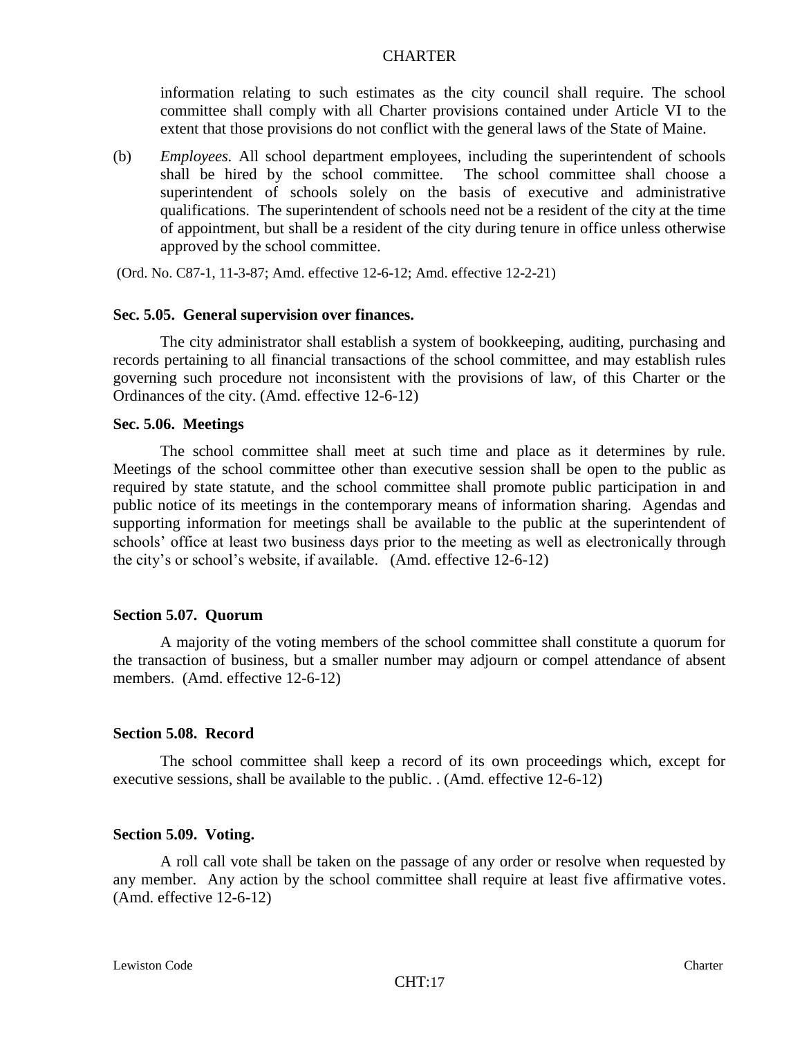information relating to such estimates as the city council shall require. The school committee shall comply with all Charter provisions contained under Article VI to the extent that those provisions do not conflict with the general laws of the State of Maine.

(b) *Employees.* All school department employees, including the superintendent of schools shall be hired by the school committee. The school committee shall choose a superintendent of schools solely on the basis of executive and administrative qualifications. The superintendent of schools need not be a resident of the city at the time of appointment, but shall be a resident of the city during tenure in office unless otherwise approved by the school committee.

(Ord. No. C87-1, 11-3-87; Amd. effective 12-6-12; Amd. effective 12-2-21)

**Sec. 5.05. General supervision over finances.**

The city administrator shall establish a system of bookkeeping, auditing, purchasing and records pertaining to all financial transactions of the school committee, and may establish rules governing such procedure not inconsistent with the provisions of law, of this Charter or the Ordinances of the city. (Amd. effective 12-6-12)

**Sec. 5.06. Meetings**

The school committee shall meet at such time and place as it determines by rule. Meetings of the school committee other than executive session shall be open to the public as required by state statute, and the school committee shall promote public participation in and public notice of its meetings in the contemporary means of information sharing. Agendas and supporting information for meetings shall be available to the public at the superintendent of schools' office at least two business days prior to the meeting as well as electronically through the city's or school's website, if available. (Amd. effective 12-6-12)

**Section 5.07. Quorum**

A majority of the voting members of the school committee shall constitute a quorum for the transaction of business, but a smaller number may adjourn or compel attendance of absent members. (Amd. effective 12-6-12)

**Section 5.08. Record**

The school committee shall keep a record of its own proceedings which, except for executive sessions, shall be available to the public. . (Amd. effective 12-6-12)

**Section 5.09. Voting.**

A roll call vote shall be taken on the passage of any order or resolve when requested by any member. Any action by the school committee shall require at least five affirmative votes. (Amd. effective 12-6-12)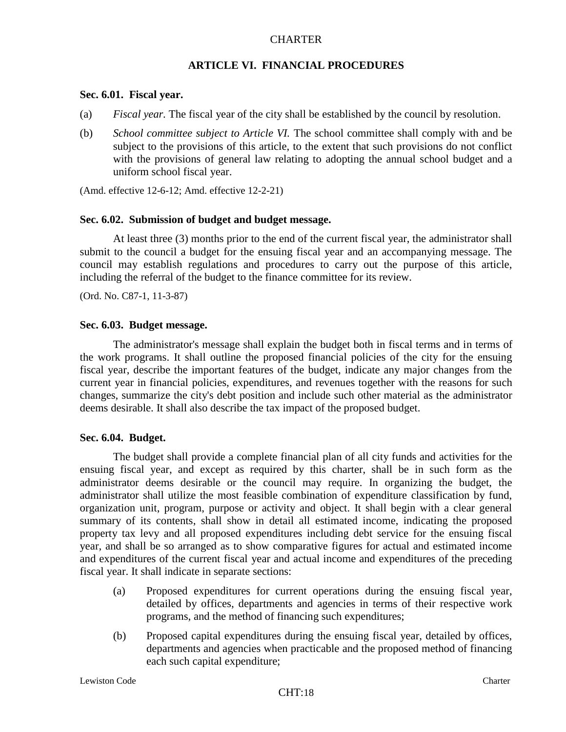## ARTICLE VI. FINANCIAL PROCEDURES

### Sec. 6.01. Fiscal year.

(a) *Fiscal year.* The fiscal year of the city shall be established by the council by resolution.

(b) *School committee subject to Article VI.* The school committee shall comply with and be subject to the provisions of this article, to the extent that such provisions do not conflict with the provisions of general law relating to adopting the annual school budget and a uniform school fiscal year.

(Amd. effective 12-6-12; Amd. effective 12-2-21)

### Sec. 6.02. Submission of budget and budget message.

At least three (3) months prior to the end of the current fiscal year, the administrator shall submit to the council a budget for the ensuing fiscal year and an accompanying message. The council may establish regulations and procedures to carry out the purpose of this article, including the referral of the budget to the finance committee for its review.

(Ord. No. C87-1, 11-3-87)

### Sec. 6.03. Budget message.

The administrator's message shall explain the budget both in fiscal terms and in terms of the work programs. It shall outline the proposed financial policies of the city for the ensuing fiscal year, describe the important features of the budget, indicate any major changes from the current year in financial policies, expenditures, and revenues together with the reasons for such changes, summarize the city's debt position and include such other material as the administrator deems desirable. It shall also describe the tax impact of the proposed budget.

### Sec. 6.04. Budget.

The budget shall provide a complete financial plan of all city funds and activities for the ensuing fiscal year, and except as required by this charter, shall be in such form as the administrator deems desirable or the council may require. In organizing the budget, the administrator shall utilize the most feasible combination of expenditure classification by fund, organization unit, program, purpose or activity and object. It shall begin with a clear general summary of its contents, shall show in detail all estimated income, indicating the proposed property tax levy and all proposed expenditures including debt service for the ensuing fiscal year, and shall be so arranged as to show comparative figures for actual and estimated income and expenditures of the current fiscal year and actual income and expenditures of the preceding fiscal year. It shall indicate in separate sections:

(a) Proposed expenditures for current operations during the ensuing fiscal year, detailed by offices, departments and agencies in terms of their respective work programs, and the method of financing such expenditures;

(b) Proposed capital expenditures during the ensuing fiscal year, detailed by offices, departments and agencies when practicable and the proposed method of financing each such capital expenditure;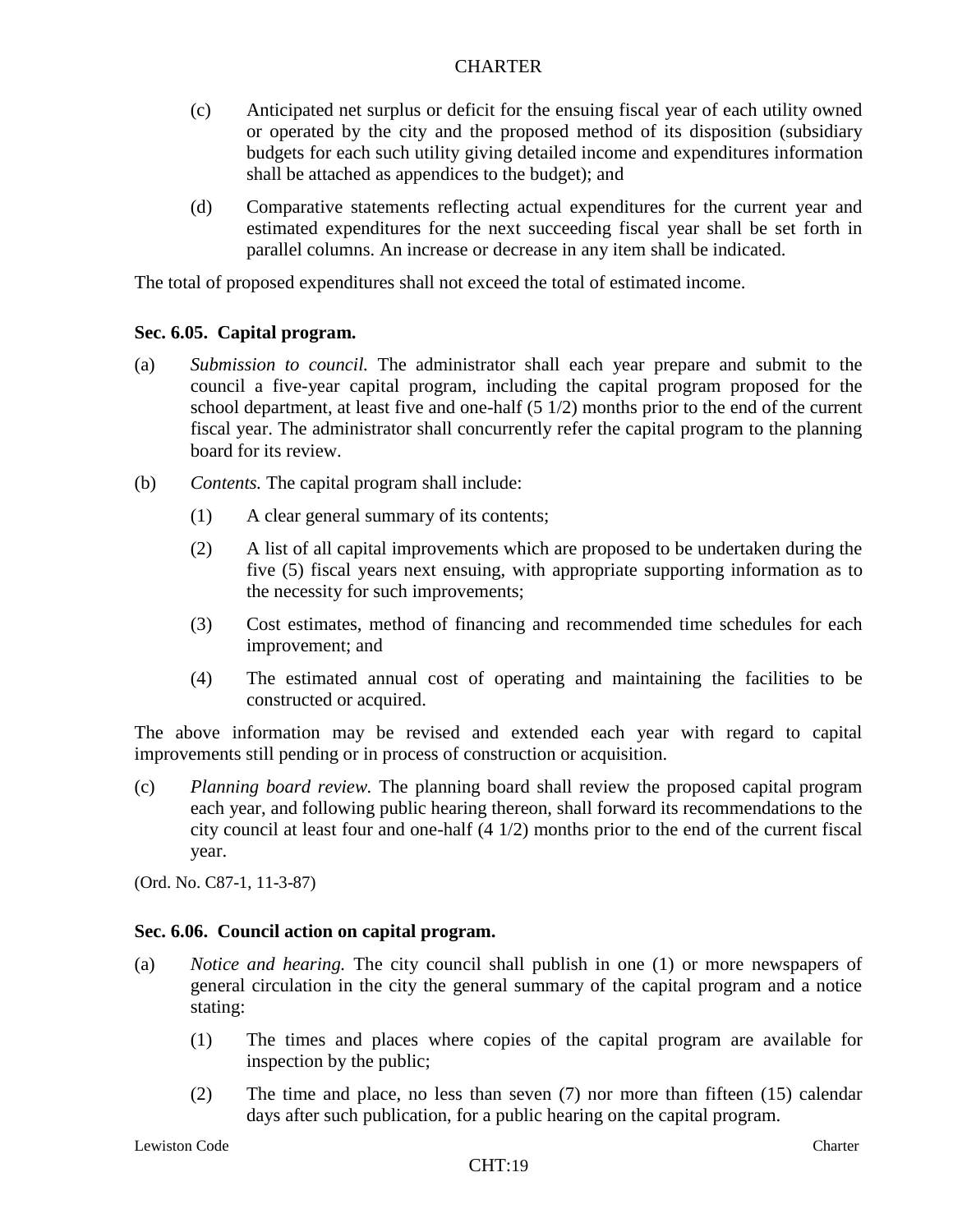(c) Anticipated net surplus or deficit for the ensuing fiscal year of each utility owned or operated by the city and the proposed method of its disposition (subsidiary budgets for each such utility giving detailed income and expenditures information shall be attached as appendices to the budget); and

(d) Comparative statements reflecting actual expenditures for the current year and estimated expenditures for the next succeeding fiscal year shall be set forth in parallel columns. An increase or decrease in any item shall be indicated.

The total of proposed expenditures shall not exceed the total of estimated income.

**Sec. 6.05. Capital program.**

(a) *Submission to council.* The administrator shall each year prepare and submit to the council a five-year capital program, including the capital program proposed for the school department, at least five and one-half (5 1/2) months prior to the end of the current fiscal year. The administrator shall concurrently refer the capital program to the planning board for its review.

(b) *Contents.* The capital program shall include:

(1) A clear general summary of its contents;

(2) A list of all capital improvements which are proposed to be undertaken during the five (5) fiscal years next ensuing, with appropriate supporting information as to the necessity for such improvements;

(3) Cost estimates, method of financing and recommended time schedules for each improvement; and

(4) The estimated annual cost of operating and maintaining the facilities to be constructed or acquired.

The above information may be revised and extended each year with regard to capital improvements still pending or in process of construction or acquisition.

(c) *Planning board review.* The planning board shall review the proposed capital program each year, and following public hearing thereon, shall forward its recommendations to the city council at least four and one-half (4 1/2) months prior to the end of the current fiscal year.

(Ord. No. C87-1, 11-3-87)

**Sec. 6.06. Council action on capital program.**

(a) *Notice and hearing.* The city council shall publish in one (1) or more newspapers of general circulation in the city the general summary of the capital program and a notice stating:

(1) The times and places where copies of the capital program are available for inspection by the public;

(2) The time and place, no less than seven (7) nor more than fifteen (15) calendar days after such publication, for a public hearing on the capital program.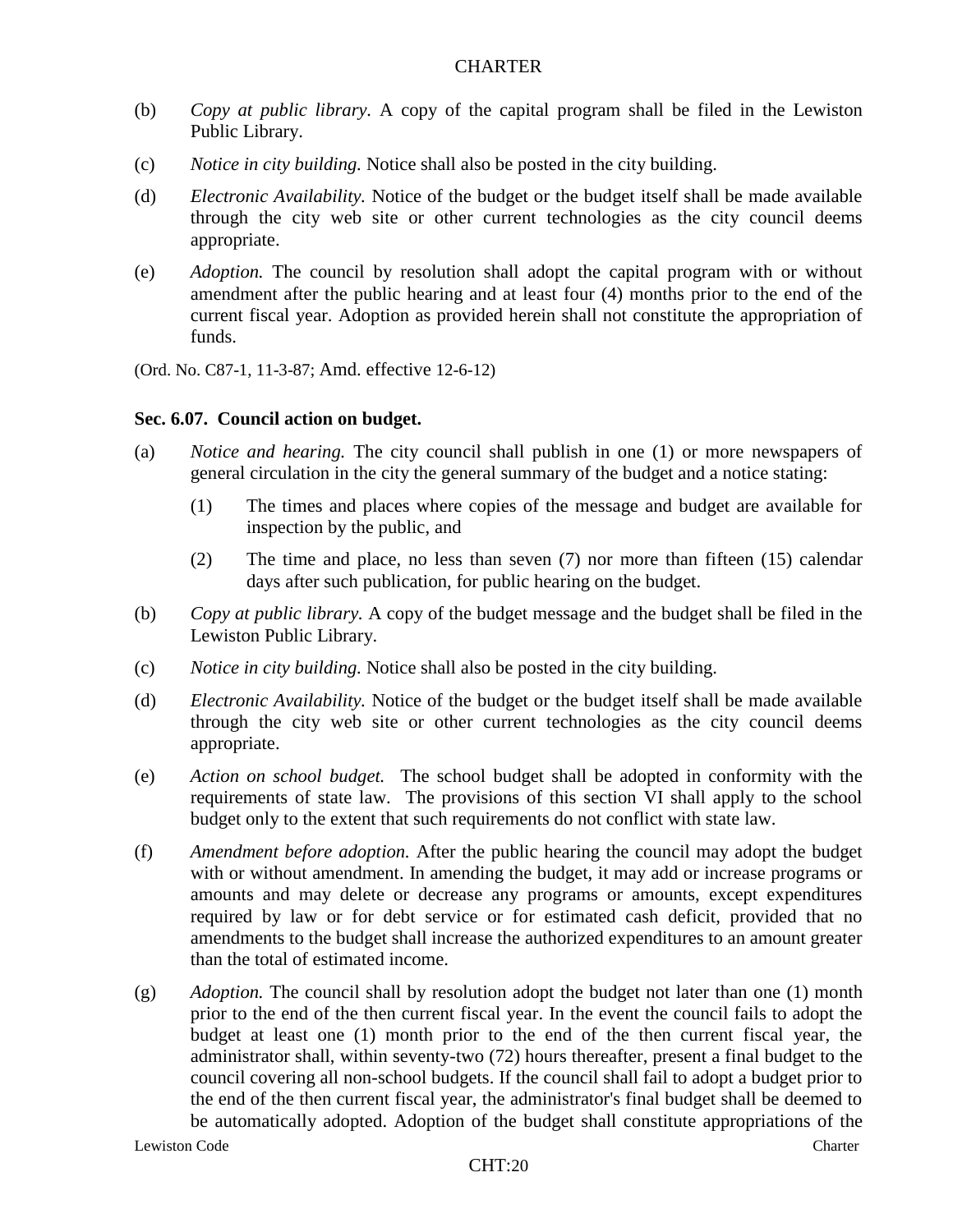(b) *Copy at public library.* A copy of the capital program shall be filed in the Lewiston Public Library.

(c) *Notice in city building.* Notice shall also be posted in the city building.

(d) *Electronic Availability.* Notice of the budget or the budget itself shall be made available through the city web site or other current technologies as the city council deems appropriate.

(e) *Adoption.* The council by resolution shall adopt the capital program with or without amendment after the public hearing and at least four (4) months prior to the end of the current fiscal year. Adoption as provided herein shall not constitute the appropriation of funds.

(Ord. No. C87-1, 11-3-87; Amd. effective 12-6-12)

### Sec. 6.07. Council action on budget.

(a) *Notice and hearing.* The city council shall publish in one (1) or more newspapers of general circulation in the city the general summary of the budget and a notice stating:

  (1) The times and places where copies of the message and budget are available for inspection by the public, and

  (2) The time and place, no less than seven (7) nor more than fifteen (15) calendar days after such publication, for public hearing on the budget.

(b) *Copy at public library.* A copy of the budget message and the budget shall be filed in the Lewiston Public Library.

(c) *Notice in city building.* Notice shall also be posted in the city building.

(d) *Electronic Availability.* Notice of the budget or the budget itself shall be made available through the city web site or other current technologies as the city council deems appropriate.

(e) *Action on school budget.* The school budget shall be adopted in conformity with the requirements of state law. The provisions of this section VI shall apply to the school budget only to the extent that such requirements do not conflict with state law.

(f) *Amendment before adoption.* After the public hearing the council may adopt the budget with or without amendment. In amending the budget, it may add or increase programs or amounts and may delete or decrease any programs or amounts, except expenditures required by law or for debt service or for estimated cash deficit, provided that no amendments to the budget shall increase the authorized expenditures to an amount greater than the total of estimated income.

(g) *Adoption.* The council shall by resolution adopt the budget not later than one (1) month prior to the end of the then current fiscal year. In the event the council fails to adopt the budget at least one (1) month prior to the end of the then current fiscal year, the administrator shall, within seventy-two (72) hours thereafter, present a final budget to the council covering all non-school budgets. If the council shall fail to adopt a budget prior to the end of the then current fiscal year, the administrator's final budget shall be deemed to be automatically adopted. Adoption of the budget shall constitute appropriations of the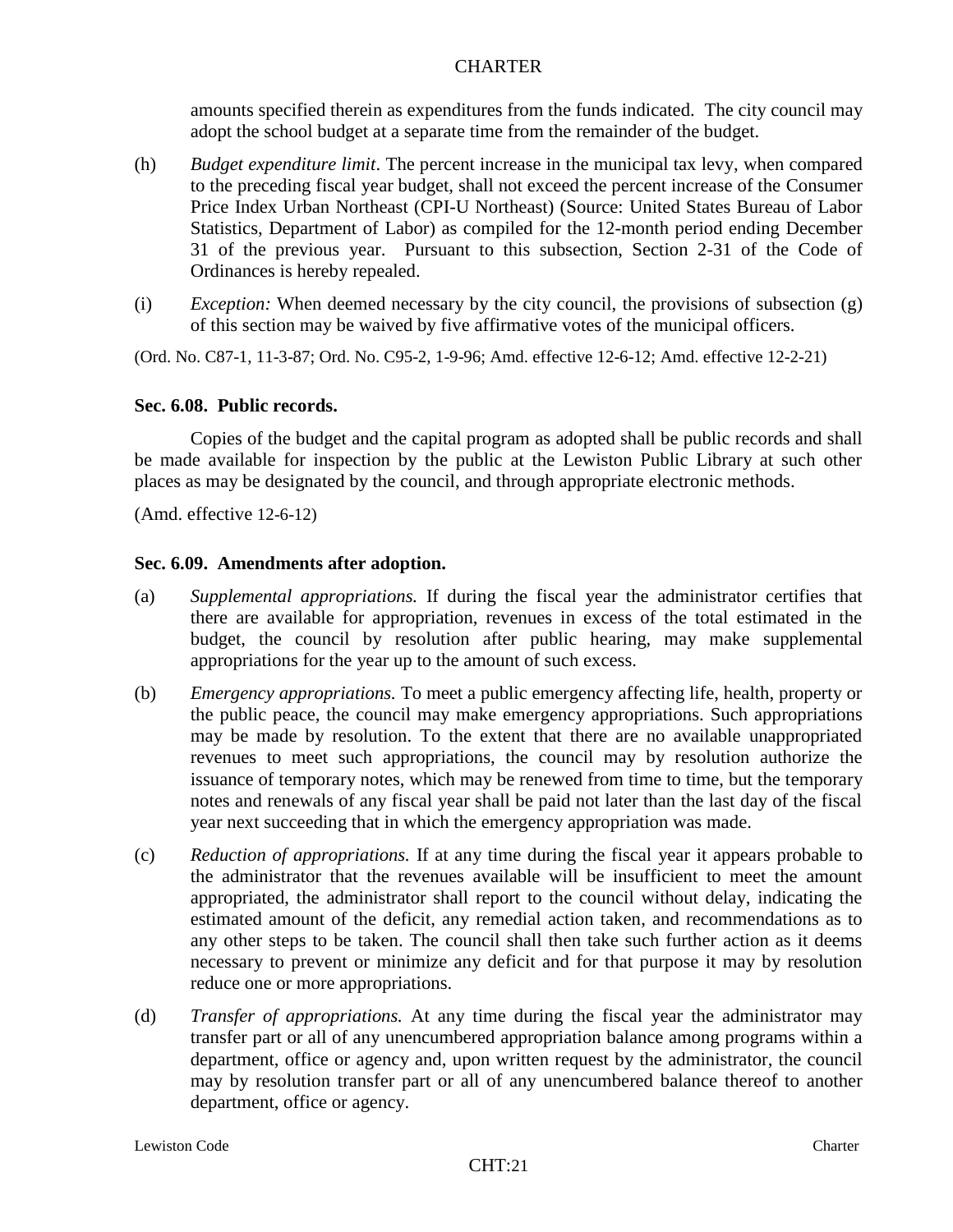amounts specified therein as expenditures from the funds indicated. The city council may adopt the school budget at a separate time from the remainder of the budget.

(h) *Budget expenditure limit*. The percent increase in the municipal tax levy, when compared to the preceding fiscal year budget, shall not exceed the percent increase of the Consumer Price Index Urban Northeast (CPI-U Northeast) (Source: United States Bureau of Labor Statistics, Department of Labor) as compiled for the 12-month period ending December 31 of the previous year. Pursuant to this subsection, Section 2-31 of the Code of Ordinances is hereby repealed.

(i) *Exception:* When deemed necessary by the city council, the provisions of subsection (g) of this section may be waived by five affirmative votes of the municipal officers.

(Ord. No. C87-1, 11-3-87; Ord. No. C95-2, 1-9-96; Amd. effective 12-6-12; Amd. effective 12-2-21)

**Sec. 6.08. Public records.**

Copies of the budget and the capital program as adopted shall be public records and shall be made available for inspection by the public at the Lewiston Public Library at such other places as may be designated by the council, and through appropriate electronic methods.

(Amd. effective 12-6-12)

**Sec. 6.09. Amendments after adoption.**

(a) *Supplemental appropriations.* If during the fiscal year the administrator certifies that there are available for appropriation, revenues in excess of the total estimated in the budget, the council by resolution after public hearing, may make supplemental appropriations for the year up to the amount of such excess.

(b) *Emergency appropriations.* To meet a public emergency affecting life, health, property or the public peace, the council may make emergency appropriations. Such appropriations may be made by resolution. To the extent that there are no available unappropriated revenues to meet such appropriations, the council may by resolution authorize the issuance of temporary notes, which may be renewed from time to time, but the temporary notes and renewals of any fiscal year shall be paid not later than the last day of the fiscal year next succeeding that in which the emergency appropriation was made.

(c) *Reduction of appropriations.* If at any time during the fiscal year it appears probable to the administrator that the revenues available will be insufficient to meet the amount appropriated, the administrator shall report to the council without delay, indicating the estimated amount of the deficit, any remedial action taken, and recommendations as to any other steps to be taken. The council shall then take such further action as it deems necessary to prevent or minimize any deficit and for that purpose it may by resolution reduce one or more appropriations.

(d) *Transfer of appropriations.* At any time during the fiscal year the administrator may transfer part or all of any unencumbered appropriation balance among programs within a department, office or agency and, upon written request by the administrator, the council may by resolution transfer part or all of any unencumbered balance thereof to another department, office or agency.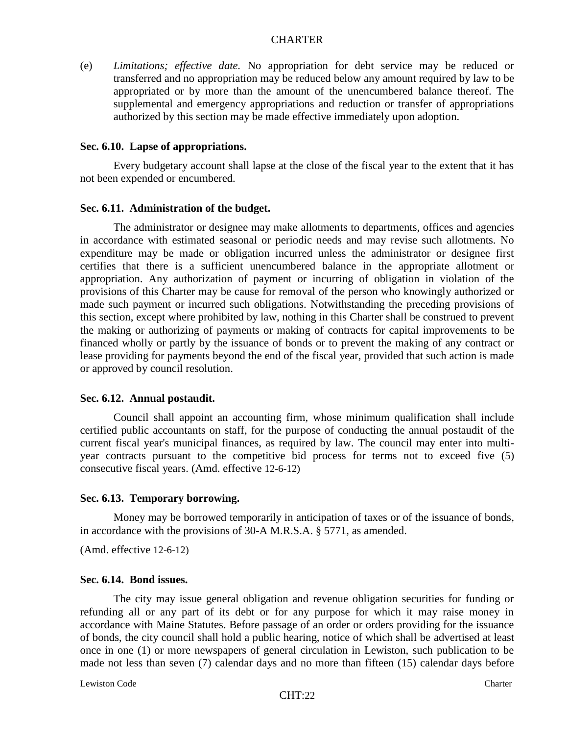(e) *Limitations; effective date.* No appropriation for debt service may be reduced or transferred and no appropriation may be reduced below any amount required by law to be appropriated or by more than the amount of the unencumbered balance thereof. The supplemental and emergency appropriations and reduction or transfer of appropriations authorized by this section may be made effective immediately upon adoption.

**Sec. 6.10. Lapse of appropriations.**

Every budgetary account shall lapse at the close of the fiscal year to the extent that it has not been expended or encumbered.

**Sec. 6.11. Administration of the budget.**

The administrator or designee may make allotments to departments, offices and agencies in accordance with estimated seasonal or periodic needs and may revise such allotments. No expenditure may be made or obligation incurred unless the administrator or designee first certifies that there is a sufficient unencumbered balance in the appropriate allotment or appropriation. Any authorization of payment or incurring of obligation in violation of the provisions of this Charter may be cause for removal of the person who knowingly authorized or made such payment or incurred such obligations. Notwithstanding the preceding provisions of this section, except where prohibited by law, nothing in this Charter shall be construed to prevent the making or authorizing of payments or making of contracts for capital improvements to be financed wholly or partly by the issuance of bonds or to prevent the making of any contract or lease providing for payments beyond the end of the fiscal year, provided that such action is made or approved by council resolution.

**Sec. 6.12. Annual postaudit.**

Council shall appoint an accounting firm, whose minimum qualification shall include certified public accountants on staff, for the purpose of conducting the annual postaudit of the current fiscal year's municipal finances, as required by law. The council may enter into multi-year contracts pursuant to the competitive bid process for terms not to exceed five (5) consecutive fiscal years. (Amd. effective 12-6-12)

**Sec. 6.13. Temporary borrowing.**

Money may be borrowed temporarily in anticipation of taxes or of the issuance of bonds, in accordance with the provisions of 30-A M.R.S.A. § 5771, as amended.

(Amd. effective 12-6-12)

**Sec. 6.14. Bond issues.**

The city may issue general obligation and revenue obligation securities for funding or refunding all or any part of its debt or for any purpose for which it may raise money in accordance with Maine Statutes. Before passage of an order or orders providing for the issuance of bonds, the city council shall hold a public hearing, notice of which shall be advertised at least once in one (1) or more newspapers of general circulation in Lewiston, such publication to be made not less than seven (7) calendar days and no more than fifteen (15) calendar days before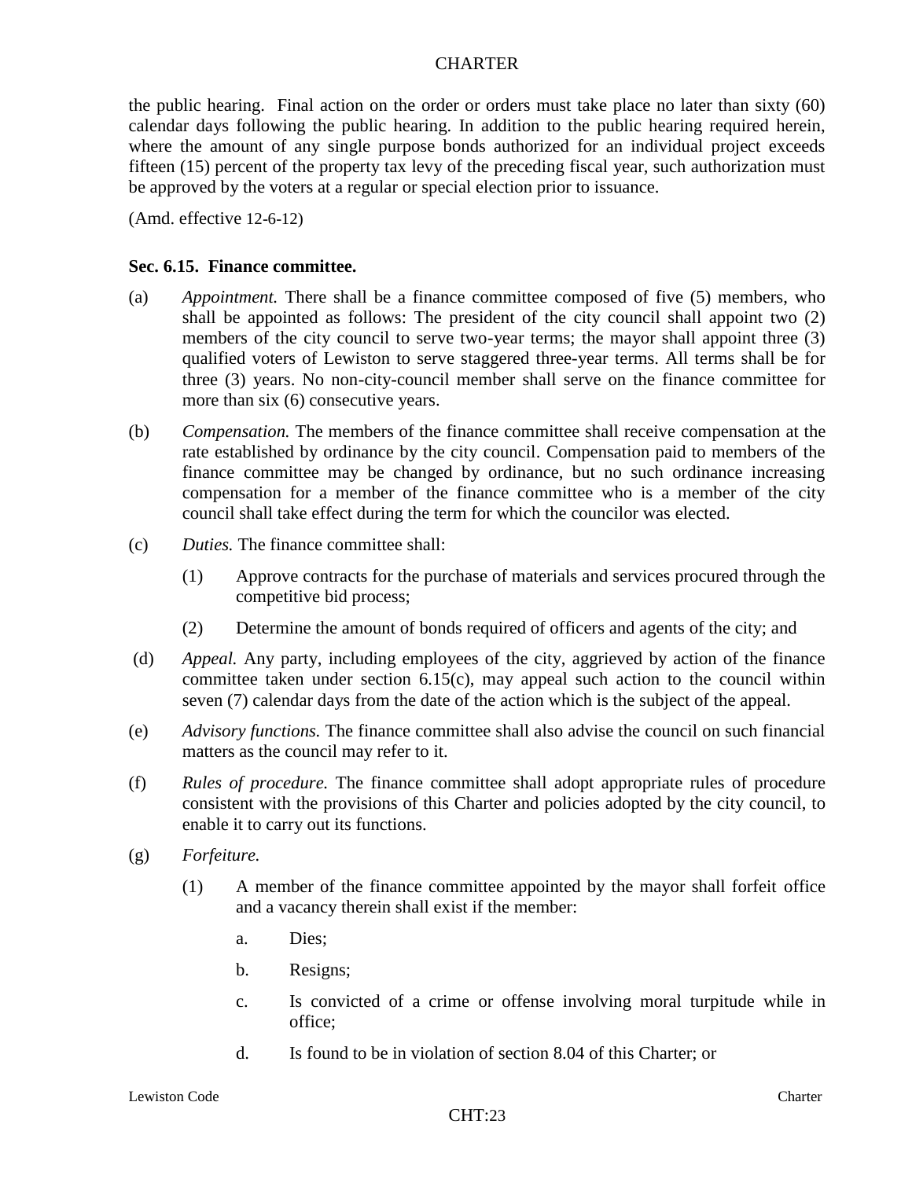the public hearing. Final action on the order or orders must take place no later than sixty (60) calendar days following the public hearing. In addition to the public hearing required herein, where the amount of any single purpose bonds authorized for an individual project exceeds fifteen (15) percent of the property tax levy of the preceding fiscal year, such authorization must be approved by the voters at a regular or special election prior to issuance.

(Amd. effective 12-6-12)

**Sec. 6.15. Finance committee.**

(a) *Appointment.* There shall be a finance committee composed of five (5) members, who shall be appointed as follows: The president of the city council shall appoint two (2) members of the city council to serve two-year terms; the mayor shall appoint three (3) qualified voters of Lewiston to serve staggered three-year terms. All terms shall be for three (3) years. No non-city-council member shall serve on the finance committee for more than six (6) consecutive years.

(b) *Compensation.* The members of the finance committee shall receive compensation at the rate established by ordinance by the city council. Compensation paid to members of the finance committee may be changed by ordinance, but no such ordinance increasing compensation for a member of the finance committee who is a member of the city council shall take effect during the term for which the councilor was elected.

(c) *Duties.* The finance committee shall:

  (1) Approve contracts for the purchase of materials and services procured through the competitive bid process;

  (2) Determine the amount of bonds required of officers and agents of the city; and

(d) *Appeal.* Any party, including employees of the city, aggrieved by action of the finance committee taken under section 6.15(c), may appeal such action to the council within seven (7) calendar days from the date of the action which is the subject of the appeal.

(e) *Advisory functions.* The finance committee shall also advise the council on such financial matters as the council may refer to it.

(f) *Rules of procedure.* The finance committee shall adopt appropriate rules of procedure consistent with the provisions of this Charter and policies adopted by the city council, to enable it to carry out its functions.

(g) *Forfeiture.*

  (1) A member of the finance committee appointed by the mayor shall forfeit office and a vacancy therein shall exist if the member:

    a. Dies;

    b. Resigns;

    c. Is convicted of a crime or offense involving moral turpitude while in office;

    d. Is found to be in violation of section 8.04 of this Charter; or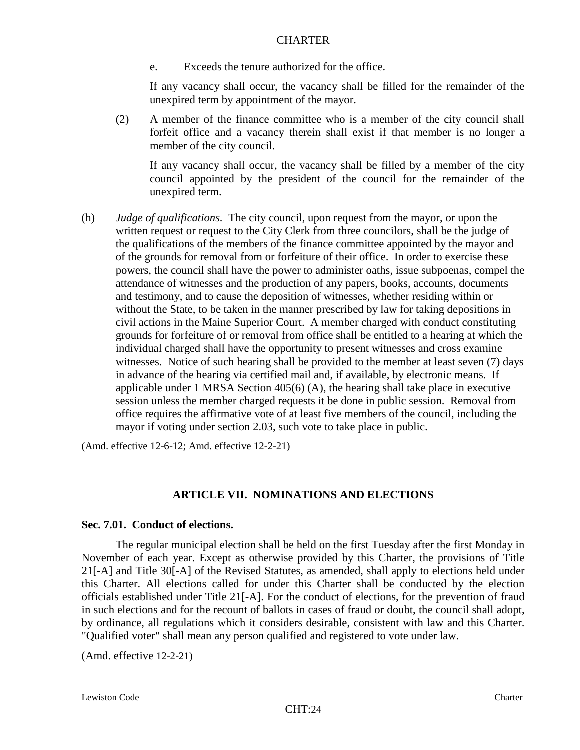e. Exceeds the tenure authorized for the office.

If any vacancy shall occur, the vacancy shall be filled for the remainder of the unexpired term by appointment of the mayor.

(2) A member of the finance committee who is a member of the city council shall forfeit office and a vacancy therein shall exist if that member is no longer a member of the city council.

If any vacancy shall occur, the vacancy shall be filled by a member of the city council appointed by the president of the council for the remainder of the unexpired term.

(h) *Judge of qualifications.* The city council, upon request from the mayor, or upon the written request or request to the City Clerk from three councilors, shall be the judge of the qualifications of the members of the finance committee appointed by the mayor and of the grounds for removal from or forfeiture of their office. In order to exercise these powers, the council shall have the power to administer oaths, issue subpoenas, compel the attendance of witnesses and the production of any papers, books, accounts, documents and testimony, and to cause the deposition of witnesses, whether residing within or without the State, to be taken in the manner prescribed by law for taking depositions in civil actions in the Maine Superior Court. A member charged with conduct constituting grounds for forfeiture of or removal from office shall be entitled to a hearing at which the individual charged shall have the opportunity to present witnesses and cross examine witnesses. Notice of such hearing shall be provided to the member at least seven (7) days in advance of the hearing via certified mail and, if available, by electronic means. If applicable under 1 MRSA Section 405(6) (A), the hearing shall take place in executive session unless the member charged requests it be done in public session. Removal from office requires the affirmative vote of at least five members of the council, including the mayor if voting under section 2.03, such vote to take place in public.

(Amd. effective 12-6-12; Amd. effective 12-2-21)

## ARTICLE VII. NOMINATIONS AND ELECTIONS

### Sec. 7.01. Conduct of elections.

The regular municipal election shall be held on the first Tuesday after the first Monday in November of each year. Except as otherwise provided by this Charter, the provisions of Title 21[-A] and Title 30[-A] of the Revised Statutes, as amended, shall apply to elections held under this Charter. All elections called for under this Charter shall be conducted by the election officials established under Title 21[-A]. For the conduct of elections, for the prevention of fraud in such elections and for the recount of ballots in cases of fraud or doubt, the council shall adopt, by ordinance, all regulations which it considers desirable, consistent with law and this Charter. "Qualified voter" shall mean any person qualified and registered to vote under law.

(Amd. effective 12-2-21)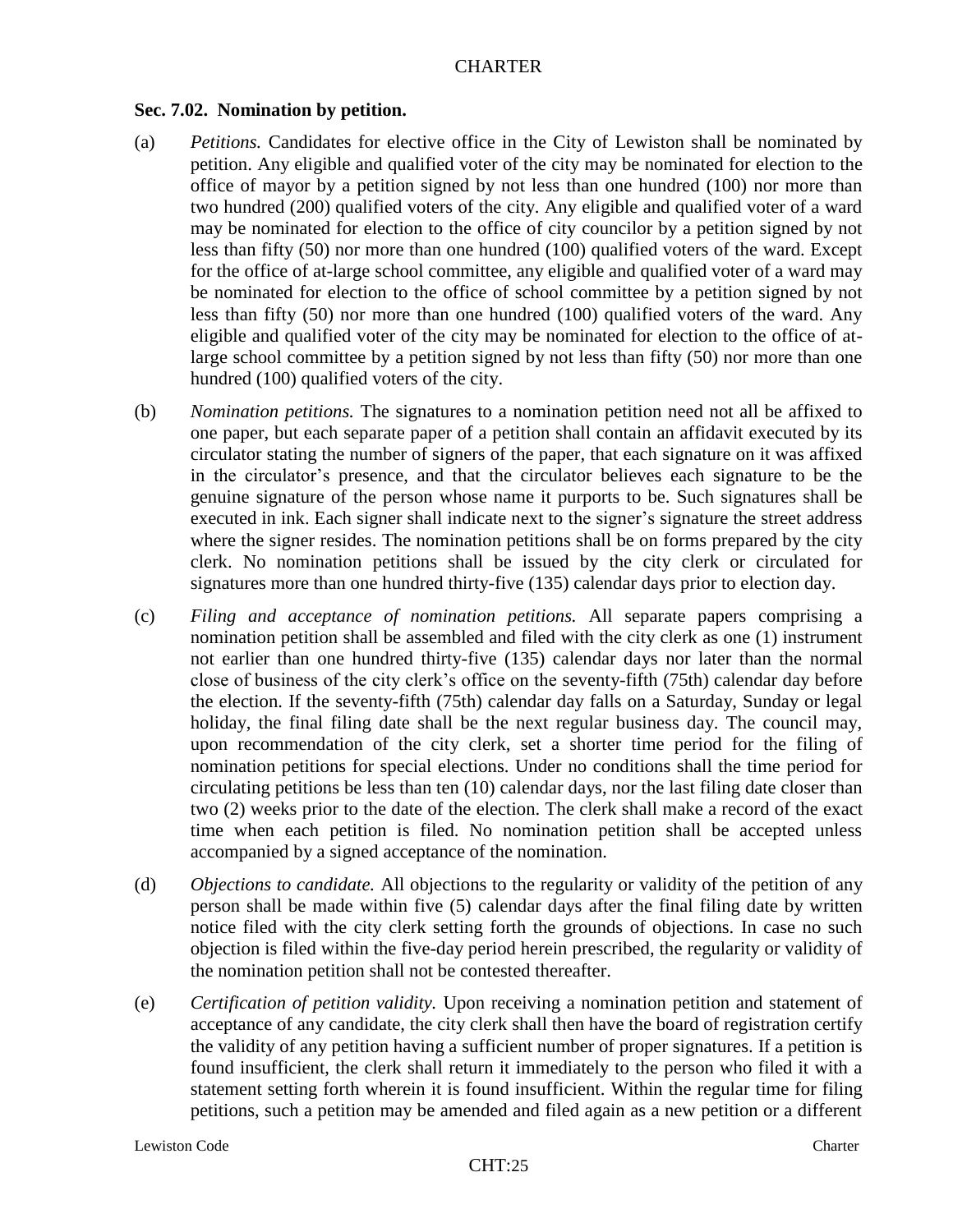### Sec. 7.02. Nomination by petition.

(a) *Petitions.* Candidates for elective office in the City of Lewiston shall be nominated by petition. Any eligible and qualified voter of the city may be nominated for election to the office of mayor by a petition signed by not less than one hundred (100) nor more than two hundred (200) qualified voters of the city. Any eligible and qualified voter of a ward may be nominated for election to the office of city councilor by a petition signed by not less than fifty (50) nor more than one hundred (100) qualified voters of the ward. Except for the office of at-large school committee, any eligible and qualified voter of a ward may be nominated for election to the office of school committee by a petition signed by not less than fifty (50) nor more than one hundred (100) qualified voters of the ward. Any eligible and qualified voter of the city may be nominated for election to the office of at-large school committee by a petition signed by not less than fifty (50) nor more than one hundred (100) qualified voters of the city.

(b) *Nomination petitions.* The signatures to a nomination petition need not all be affixed to one paper, but each separate paper of a petition shall contain an affidavit executed by its circulator stating the number of signers of the paper, that each signature on it was affixed in the circulator's presence, and that the circulator believes each signature to be the genuine signature of the person whose name it purports to be. Such signatures shall be executed in ink. Each signer shall indicate next to the signer's signature the street address where the signer resides. The nomination petitions shall be on forms prepared by the city clerk. No nomination petitions shall be issued by the city clerk or circulated for signatures more than one hundred thirty-five (135) calendar days prior to election day.

(c) *Filing and acceptance of nomination petitions.* All separate papers comprising a nomination petition shall be assembled and filed with the city clerk as one (1) instrument not earlier than one hundred thirty-five (135) calendar days nor later than the normal close of business of the city clerk's office on the seventy-fifth (75th) calendar day before the election. If the seventy-fifth (75th) calendar day falls on a Saturday, Sunday or legal holiday, the final filing date shall be the next regular business day. The council may, upon recommendation of the city clerk, set a shorter time period for the filing of nomination petitions for special elections. Under no conditions shall the time period for circulating petitions be less than ten (10) calendar days, nor the last filing date closer than two (2) weeks prior to the date of the election. The clerk shall make a record of the exact time when each petition is filed. No nomination petition shall be accepted unless accompanied by a signed acceptance of the nomination.

(d) *Objections to candidate.* All objections to the regularity or validity of the petition of any person shall be made within five (5) calendar days after the final filing date by written notice filed with the city clerk setting forth the grounds of objections. In case no such objection is filed within the five-day period herein prescribed, the regularity or validity of the nomination petition shall not be contested thereafter.

(e) *Certification of petition validity.* Upon receiving a nomination petition and statement of acceptance of any candidate, the city clerk shall then have the board of registration certify the validity of any petition having a sufficient number of proper signatures. If a petition is found insufficient, the clerk shall return it immediately to the person who filed it with a statement setting forth wherein it is found insufficient. Within the regular time for filing petitions, such a petition may be amended and filed again as a new petition or a different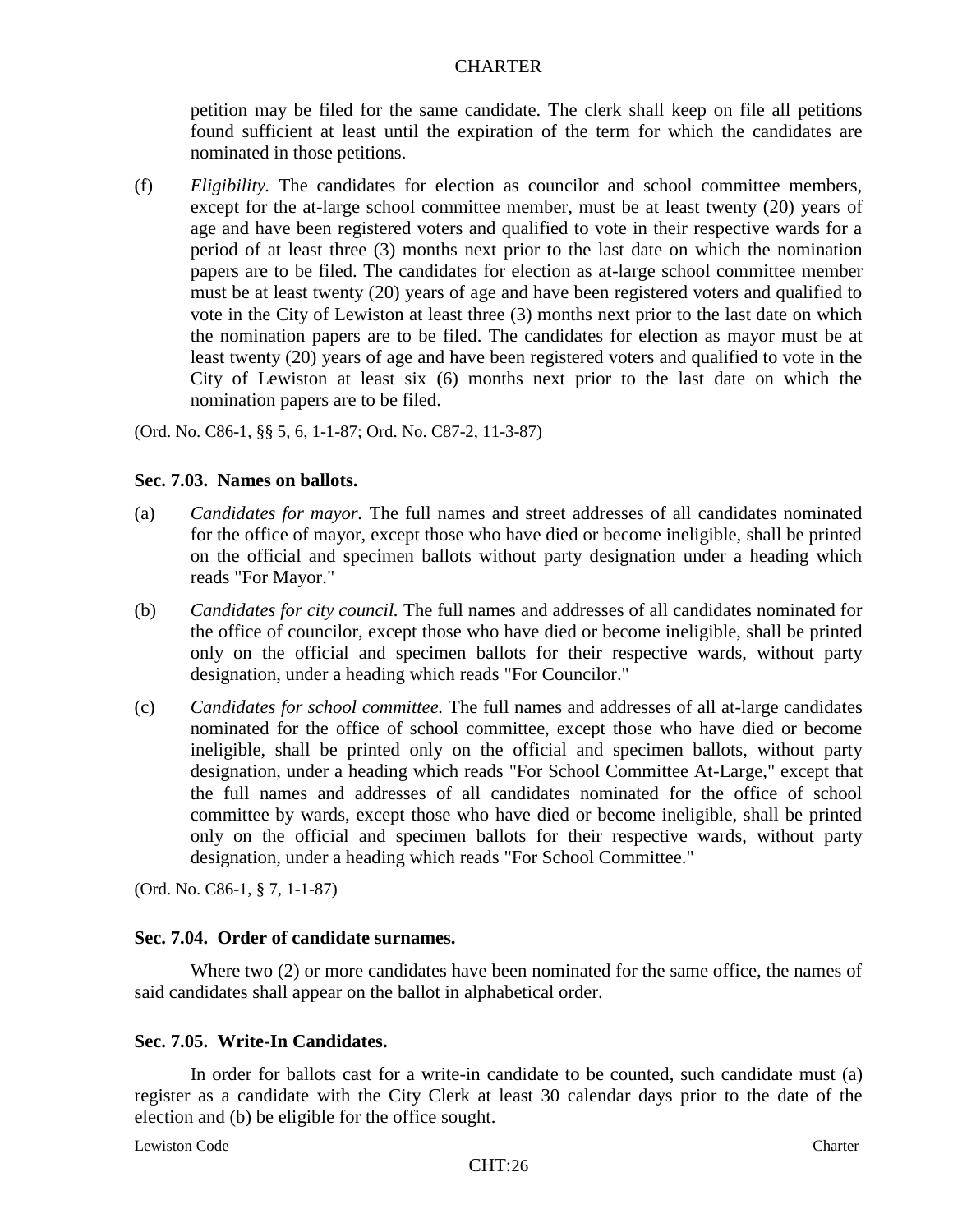petition may be filed for the same candidate. The clerk shall keep on file all petitions found sufficient at least until the expiration of the term for which the candidates are nominated in those petitions.

(f) *Eligibility.* The candidates for election as councilor and school committee members, except for the at-large school committee member, must be at least twenty (20) years of age and have been registered voters and qualified to vote in their respective wards for a period of at least three (3) months next prior to the last date on which the nomination papers are to be filed. The candidates for election as at-large school committee member must be at least twenty (20) years of age and have been registered voters and qualified to vote in the City of Lewiston at least three (3) months next prior to the last date on which the nomination papers are to be filed. The candidates for election as mayor must be at least twenty (20) years of age and have been registered voters and qualified to vote in the City of Lewiston at least six (6) months next prior to the last date on which the nomination papers are to be filed.

(Ord. No. C86-1, §§ 5, 6, 1-1-87; Ord. No. C87-2, 11-3-87)

**Sec. 7.03. Names on ballots.**

(a) *Candidates for mayor.* The full names and street addresses of all candidates nominated for the office of mayor, except those who have died or become ineligible, shall be printed on the official and specimen ballots without party designation under a heading which reads "For Mayor."

(b) *Candidates for city council.* The full names and addresses of all candidates nominated for the office of councilor, except those who have died or become ineligible, shall be printed only on the official and specimen ballots for their respective wards, without party designation, under a heading which reads "For Councilor."

(c) *Candidates for school committee.* The full names and addresses of all at-large candidates nominated for the office of school committee, except those who have died or become ineligible, shall be printed only on the official and specimen ballots, without party designation, under a heading which reads "For School Committee At-Large," except that the full names and addresses of all candidates nominated for the office of school committee by wards, except those who have died or become ineligible, shall be printed only on the official and specimen ballots for their respective wards, without party designation, under a heading which reads "For School Committee."

(Ord. No. C86-1, § 7, 1-1-87)

**Sec. 7.04. Order of candidate surnames.**

Where two (2) or more candidates have been nominated for the same office, the names of said candidates shall appear on the ballot in alphabetical order.

**Sec. 7.05. Write-In Candidates.**

In order for ballots cast for a write-in candidate to be counted, such candidate must (a) register as a candidate with the City Clerk at least 30 calendar days prior to the date of the election and (b) be eligible for the office sought.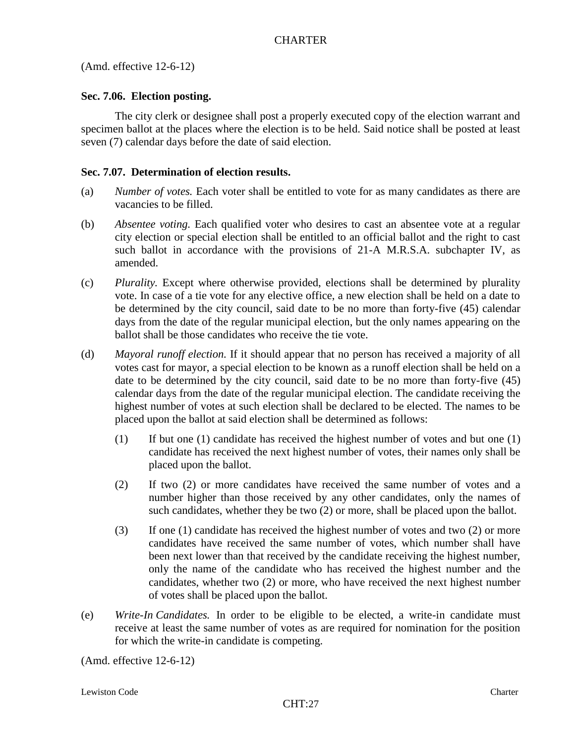(Amd. effective 12-6-12)

**Sec. 7.06. Election posting.**

The city clerk or designee shall post a properly executed copy of the election warrant and specimen ballot at the places where the election is to be held. Said notice shall be posted at least seven (7) calendar days before the date of said election.

**Sec. 7.07. Determination of election results.**

(a) *Number of votes.* Each voter shall be entitled to vote for as many candidates as there are vacancies to be filled.

(b) *Absentee voting.* Each qualified voter who desires to cast an absentee vote at a regular city election or special election shall be entitled to an official ballot and the right to cast such ballot in accordance with the provisions of 21-A M.R.S.A. subchapter IV, as amended.

(c) *Plurality.* Except where otherwise provided, elections shall be determined by plurality vote. In case of a tie vote for any elective office, a new election shall be held on a date to be determined by the city council, said date to be no more than forty-five (45) calendar days from the date of the regular municipal election, but the only names appearing on the ballot shall be those candidates who receive the tie vote.

(d) *Mayoral runoff election.* If it should appear that no person has received a majority of all votes cast for mayor, a special election to be known as a runoff election shall be held on a date to be determined by the city council, said date to be no more than forty-five (45) calendar days from the date of the regular municipal election. The candidate receiving the highest number of votes at such election shall be declared to be elected. The names to be placed upon the ballot at said election shall be determined as follows:

(1) If but one (1) candidate has received the highest number of votes and but one (1) candidate has received the next highest number of votes, their names only shall be placed upon the ballot.

(2) If two (2) or more candidates have received the same number of votes and a number higher than those received by any other candidates, only the names of such candidates, whether they be two (2) or more, shall be placed upon the ballot.

(3) If one (1) candidate has received the highest number of votes and two (2) or more candidates have received the same number of votes, which number shall have been next lower than that received by the candidate receiving the highest number, only the name of the candidate who has received the highest number and the candidates, whether two (2) or more, who have received the next highest number of votes shall be placed upon the ballot.

(e) *Write-In Candidates.* In order to be eligible to be elected, a write-in candidate must receive at least the same number of votes as are required for nomination for the position for which the write-in candidate is competing.

(Amd. effective 12-6-12)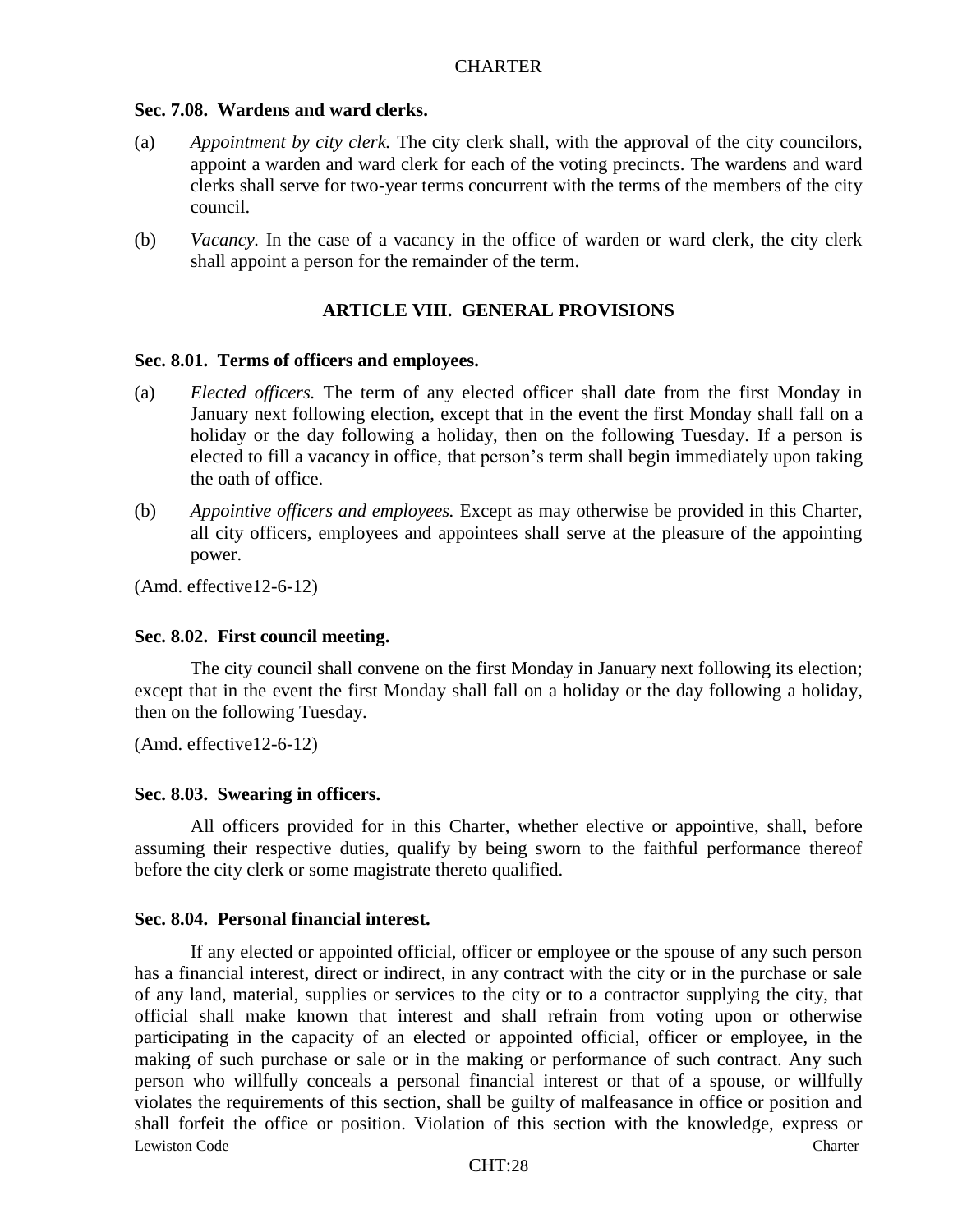### Sec. 7.08. Wardens and ward clerks.

(a) *Appointment by city clerk.* The city clerk shall, with the approval of the city councilors, appoint a warden and ward clerk for each of the voting precincts. The wardens and ward clerks shall serve for two-year terms concurrent with the terms of the members of the city council.

(b) *Vacancy.* In the case of a vacancy in the office of warden or ward clerk, the city clerk shall appoint a person for the remainder of the term.

## ARTICLE VIII. GENERAL PROVISIONS

### Sec. 8.01. Terms of officers and employees.

(a) *Elected officers.* The term of any elected officer shall date from the first Monday in January next following election, except that in the event the first Monday shall fall on a holiday or the day following a holiday, then on the following Tuesday. If a person is elected to fill a vacancy in office, that person's term shall begin immediately upon taking the oath of office.

(b) *Appointive officers and employees.* Except as may otherwise be provided in this Charter, all city officers, employees and appointees shall serve at the pleasure of the appointing power.

(Amd. effective12-6-12)

### Sec. 8.02. First council meeting.

The city council shall convene on the first Monday in January next following its election; except that in the event the first Monday shall fall on a holiday or the day following a holiday, then on the following Tuesday.

(Amd. effective12-6-12)

### Sec. 8.03. Swearing in officers.

All officers provided for in this Charter, whether elective or appointive, shall, before assuming their respective duties, qualify by being sworn to the faithful performance thereof before the city clerk or some magistrate thereto qualified.

### Sec. 8.04. Personal financial interest.

If any elected or appointed official, officer or employee or the spouse of any such person has a financial interest, direct or indirect, in any contract with the city or in the purchase or sale of any land, material, supplies or services to the city or to a contractor supplying the city, that official shall make known that interest and shall refrain from voting upon or otherwise participating in the capacity of an elected or appointed official, officer or employee, in the making of such purchase or sale or in the making or performance of such contract. Any such person who willfully conceals a personal financial interest or that of a spouse, or willfully violates the requirements of this section, shall be guilty of malfeasance in office or position and shall forfeit the office or position. Violation of this section with the knowledge, express or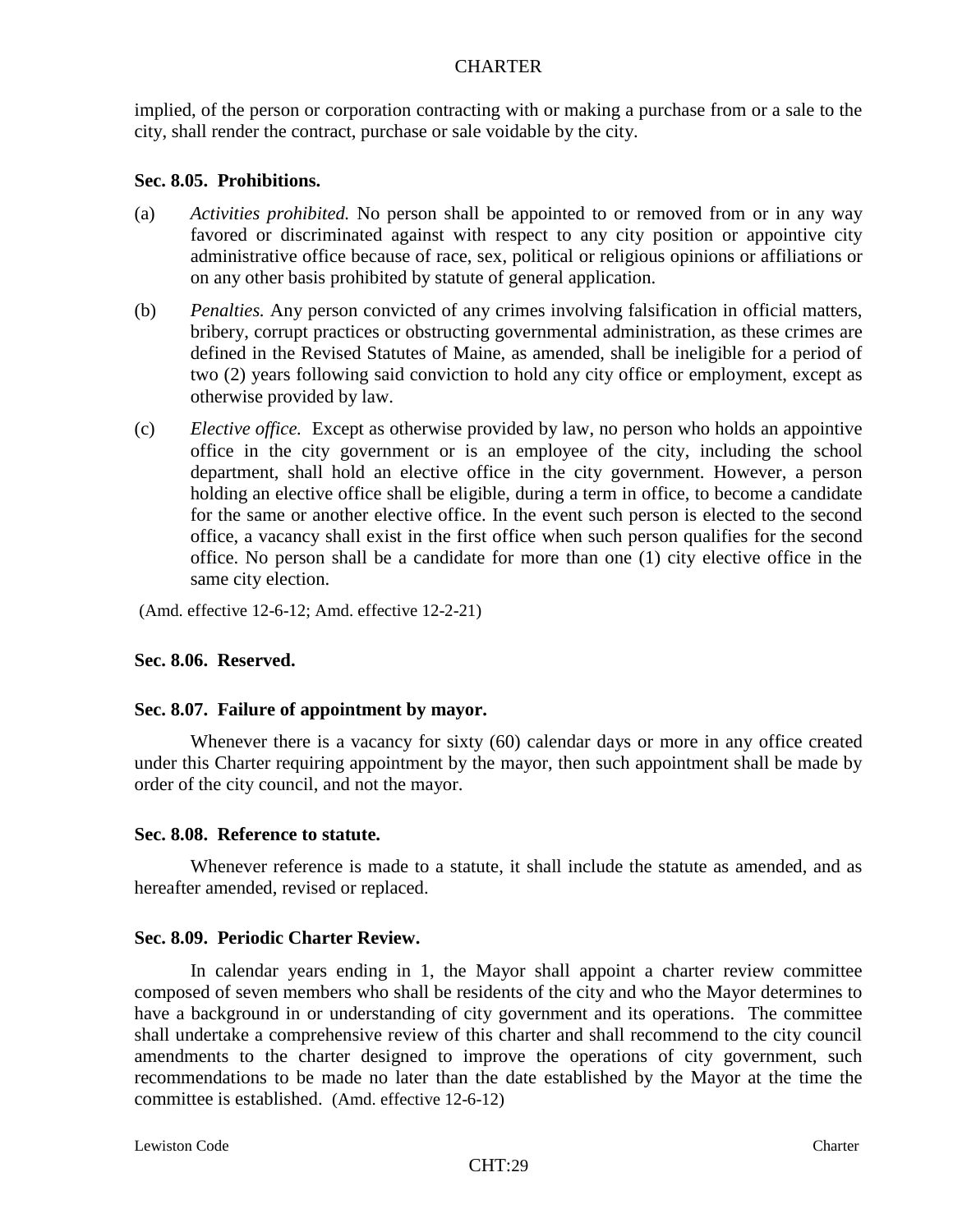implied, of the person or corporation contracting with or making a purchase from or a sale to the city, shall render the contract, purchase or sale voidable by the city.

**Sec. 8.05. Prohibitions.**

(a) *Activities prohibited.* No person shall be appointed to or removed from or in any way favored or discriminated against with respect to any city position or appointive city administrative office because of race, sex, political or religious opinions or affiliations or on any other basis prohibited by statute of general application.

(b) *Penalties.* Any person convicted of any crimes involving falsification in official matters, bribery, corrupt practices or obstructing governmental administration, as these crimes are defined in the Revised Statutes of Maine, as amended, shall be ineligible for a period of two (2) years following said conviction to hold any city office or employment, except as otherwise provided by law.

(c) *Elective office.* Except as otherwise provided by law, no person who holds an appointive office in the city government or is an employee of the city, including the school department, shall hold an elective office in the city government. However, a person holding an elective office shall be eligible, during a term in office, to become a candidate for the same or another elective office. In the event such person is elected to the second office, a vacancy shall exist in the first office when such person qualifies for the second office. No person shall be a candidate for more than one (1) city elective office in the same city election.

(Amd. effective 12-6-12; Amd. effective 12-2-21)

**Sec. 8.06. Reserved.**

**Sec. 8.07. Failure of appointment by mayor.**

Whenever there is a vacancy for sixty (60) calendar days or more in any office created under this Charter requiring appointment by the mayor, then such appointment shall be made by order of the city council, and not the mayor.

**Sec. 8.08. Reference to statute.**

Whenever reference is made to a statute, it shall include the statute as amended, and as hereafter amended, revised or replaced.

**Sec. 8.09. Periodic Charter Review.**

In calendar years ending in 1, the Mayor shall appoint a charter review committee composed of seven members who shall be residents of the city and who the Mayor determines to have a background in or understanding of city government and its operations. The committee shall undertake a comprehensive review of this charter and shall recommend to the city council amendments to the charter designed to improve the operations of city government, such recommendations to be made no later than the date established by the Mayor at the time the committee is established. (Amd. effective 12-6-12)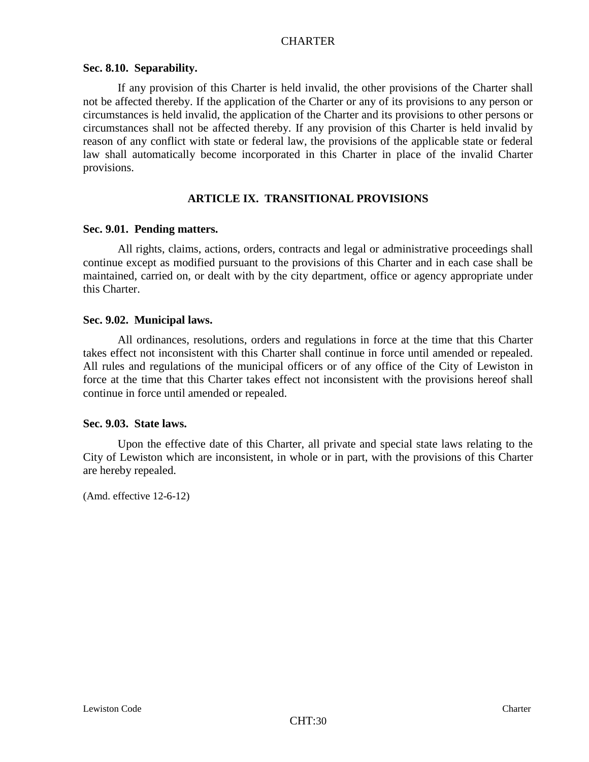**Sec. 8.10. Separability.**

If any provision of this Charter is held invalid, the other provisions of the Charter shall not be affected thereby. If the application of the Charter or any of its provisions to any person or circumstances is held invalid, the application of the Charter and its provisions to other persons or circumstances shall not be affected thereby. If any provision of this Charter is held invalid by reason of any conflict with state or federal law, the provisions of the applicable state or federal law shall automatically become incorporated in this Charter in place of the invalid Charter provisions.

## ARTICLE IX. TRANSITIONAL PROVISIONS

**Sec. 9.01. Pending matters.**

All rights, claims, actions, orders, contracts and legal or administrative proceedings shall continue except as modified pursuant to the provisions of this Charter and in each case shall be maintained, carried on, or dealt with by the city department, office or agency appropriate under this Charter.

**Sec. 9.02. Municipal laws.**

All ordinances, resolutions, orders and regulations in force at the time that this Charter takes effect not inconsistent with this Charter shall continue in force until amended or repealed. All rules and regulations of the municipal officers or of any office of the City of Lewiston in force at the time that this Charter takes effect not inconsistent with the provisions hereof shall continue in force until amended or repealed.

**Sec. 9.03. State laws.**

Upon the effective date of this Charter, all private and special state laws relating to the City of Lewiston which are inconsistent, in whole or in part, with the provisions of this Charter are hereby repealed.

(Amd. effective 12-6-12)